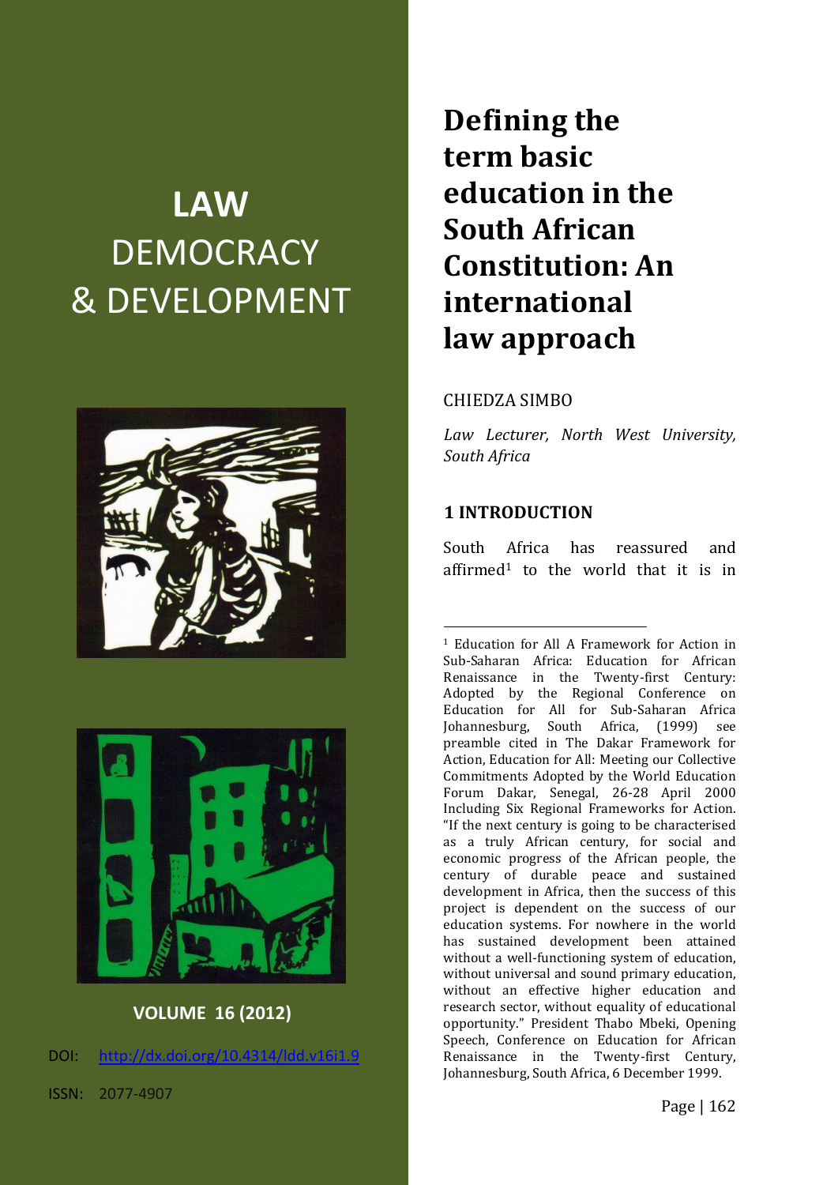# LAW DEMOCRACY & DEVELOPMENT

**VOLUME 16 (2012)**

DOI: http://dx.doi.org/10.4314/ldd.v16i1.9

ISSN: 2077-4907

# Defining the term basic education in the South African Constitution: An international law approach

CHIEDZA SIMBO

*Law Lecturer, North West University, South Africa*

## 1 INTRODUCTION

South Africa has reassured and affirmed[1] to the world that it is in

[1] Education for All A Framework for Action in Sub-Saharan Africa: Education for African Renaissance in the Twenty-first Century: Adopted by the Regional Conference on Education for All for Sub-Saharan Africa Johannesburg, South Africa, (1999) see preamble cited in The Dakar Framework for Action, Education for All: Meeting our Collective Commitments Adopted by the World Education Forum Dakar, Senegal, 26-28 April 2000 Including Six Regional Frameworks for Action. "If the next century is going to be characterised as a truly African century, for social and economic progress of the African people, the century of durable peace and sustained development in Africa, then the success of this project is dependent on the success of our education systems. For nowhere in the world has sustained development been attained without a well-functioning system of education, without universal and sound primary education, without an effective higher education and research sector, without equality of educational opportunity." President Thabo Mbeki, Opening Speech, Conference on Education for African Renaissance in the Twenty-first Century, Johannesburg, South Africa, 6 December 1999.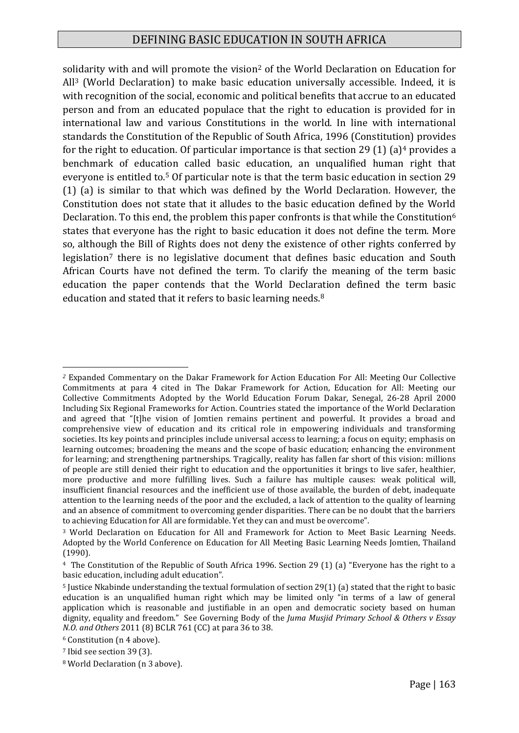solidarity with and will promote the vision[2] of the World Declaration on Education for All[3] (World Declaration) to make basic education universally accessible. Indeed, it is with recognition of the social, economic and political benefits that accrue to an educated person and from an educated populace that the right to education is provided for in international law and various Constitutions in the world. In line with international standards the Constitution of the Republic of South Africa, 1996 (Constitution) provides for the right to education. Of particular importance is that section 29 (1) (a)[4] provides a benchmark of education called basic education, an unqualified human right that everyone is entitled to.[5] Of particular note is that the term basic education in section 29 (1) (a) is similar to that which was defined by the World Declaration. However, the Constitution does not state that it alludes to the basic education defined by the World Declaration. To this end, the problem this paper confronts is that while the Constitution[6] states that everyone has the right to basic education it does not define the term. More so, although the Bill of Rights does not deny the existence of other rights conferred by legislation[7] there is no legislative document that defines basic education and South African Courts have not defined the term. To clarify the meaning of the term basic education the paper contends that the World Declaration defined the term basic education and stated that it refers to basic learning needs.[8]

---

[2] Expanded Commentary on the Dakar Framework for Action Education For All: Meeting Our Collective Commitments at para 4 cited in The Dakar Framework for Action, Education for All: Meeting our Collective Commitments Adopted by the World Education Forum Dakar, Senegal, 26-28 April 2000 Including Six Regional Frameworks for Action. Countries stated the importance of the World Declaration and agreed that "[t]he vision of Jomtien remains pertinent and powerful. It provides a broad and comprehensive view of education and its critical role in empowering individuals and transforming societies. Its key points and principles include universal access to learning; a focus on equity; emphasis on learning outcomes; broadening the means and the scope of basic education; enhancing the environment for learning; and strengthening partnerships. Tragically, reality has fallen far short of this vision: millions of people are still denied their right to education and the opportunities it brings to live safer, healthier, more productive and more fulfilling lives. Such a failure has multiple causes: weak political will, insufficient financial resources and the inefficient use of those available, the burden of debt, inadequate attention to the learning needs of the poor and the excluded, a lack of attention to the quality of learning and an absence of commitment to overcoming gender disparities. There can be no doubt that the barriers to achieving Education for All are formidable. Yet they can and must be overcome".

[3] World Declaration on Education for All and Framework for Action to Meet Basic Learning Needs. Adopted by the World Conference on Education for All Meeting Basic Learning Needs Jomtien, Thailand (1990).

[4] The Constitution of the Republic of South Africa 1996. Section 29 (1) (a) "Everyone has the right to a basic education, including adult education".

[5] Justice Nkabinde understanding the textual formulation of section 29(1) (a) stated that the right to basic education is an unqualified human right which may be limited only "in terms of a law of general application which is reasonable and justifiable in an open and democratic society based on human dignity, equality and freedom." See Governing Body of the *Juma Musjid Primary School & Others v Essay N.O. and Others* 2011 (8) BCLR 761 (CC) at para 36 to 38.

[6] Constitution (n 4 above).

[7] Ibid see section 39 (3).

[8] World Declaration (n 3 above).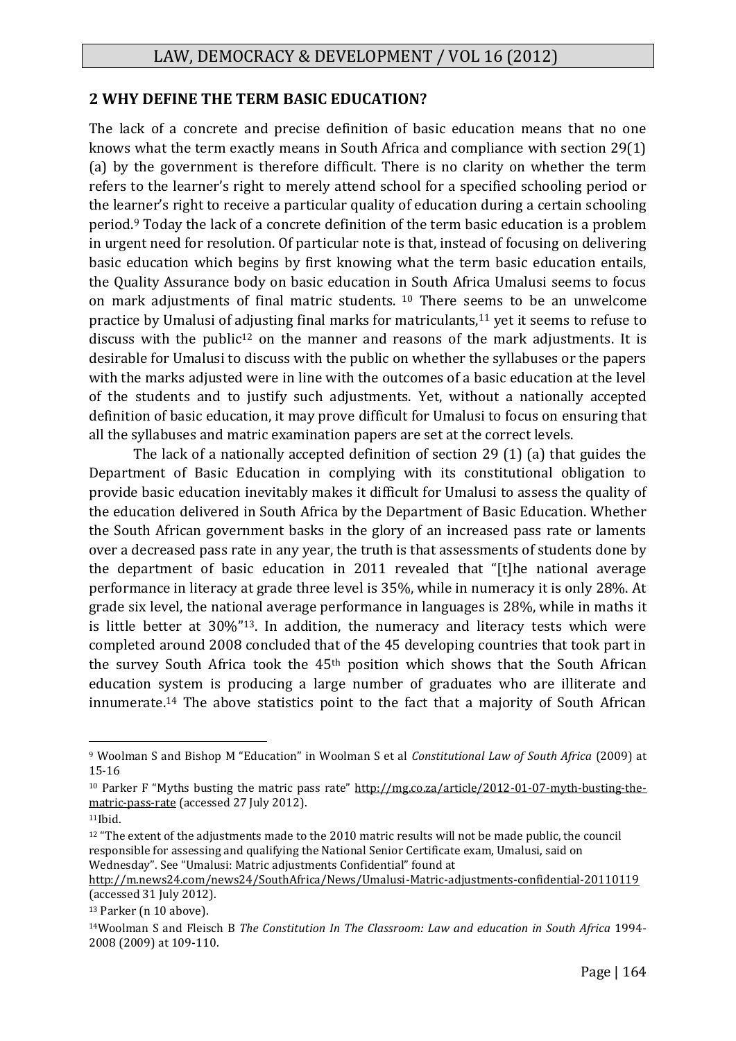## 2 WHY DEFINE THE TERM BASIC EDUCATION?

The lack of a concrete and precise definition of basic education means that no one knows what the term exactly means in South Africa and compliance with section 29(1)(a) by the government is therefore difficult. There is no clarity on whether the term refers to the learner's right to merely attend school for a specified schooling period or the learner's right to receive a particular quality of education during a certain schooling period.[9] Today the lack of a concrete definition of the term basic education is a problem in urgent need for resolution. Of particular note is that, instead of focusing on delivering basic education which begins by first knowing what the term basic education entails, the Quality Assurance body on basic education in South Africa Umalusi seems to focus on mark adjustments of final matric students. [10] There seems to be an unwelcome practice by Umalusi of adjusting final marks for matriculants,[11] yet it seems to refuse to discuss with the public[12] on the manner and reasons of the mark adjustments. It is desirable for Umalusi to discuss with the public on whether the syllabuses or the papers with the marks adjusted were in line with the outcomes of a basic education at the level of the students and to justify such adjustments. Yet, without a nationally accepted definition of basic education, it may prove difficult for Umalusi to focus on ensuring that all the syllabuses and matric examination papers are set at the correct levels.

The lack of a nationally accepted definition of section 29 (1) (a) that guides the Department of Basic Education in complying with its constitutional obligation to provide basic education inevitably makes it difficult for Umalusi to assess the quality of the education delivered in South Africa by the Department of Basic Education. Whether the South African government basks in the glory of an increased pass rate or laments over a decreased pass rate in any year, the truth is that assessments of students done by the department of basic education in 2011 revealed that "[t]he national average performance in literacy at grade three level is 35%, while in numeracy it is only 28%. At grade six level, the national average performance in languages is 28%, while in maths it is little better at 30%"[13]. In addition, the numeracy and literacy tests which were completed around 2008 concluded that of the 45 developing countries that took part in the survey South Africa took the 45th position which shows that the South African education system is producing a large number of graduates who are illiterate and innumerate.[14] The above statistics point to the fact that a majority of South African

---

[9] Woolman S and Bishop M "Education" in Woolman S et al *Constitutional Law of South Africa* (2009) at 15-16

[10] Parker F "Myths busting the matric pass rate" http://mg.co.za/article/2012-01-07-myth-busting-the-matric-pass-rate (accessed 27 July 2012).

[11] Ibid.

[12] "The extent of the adjustments made to the 2010 matric results will not be made public, the council responsible for assessing and qualifying the National Senior Certificate exam, Umalusi, said on Wednesday". See "Umalusi: Matric adjustments Confidential" found at http://m.news24.com/news24/SouthAfrica/News/Umalusi-Matric-adjustments-confidential-20110119 (accessed 31 July 2012).

[13] Parker (n 10 above).

[14] Woolman S and Fleisch B *The Constitution In The Classroom: Law and education in South Africa* 1994-2008 (2009) at 109-110.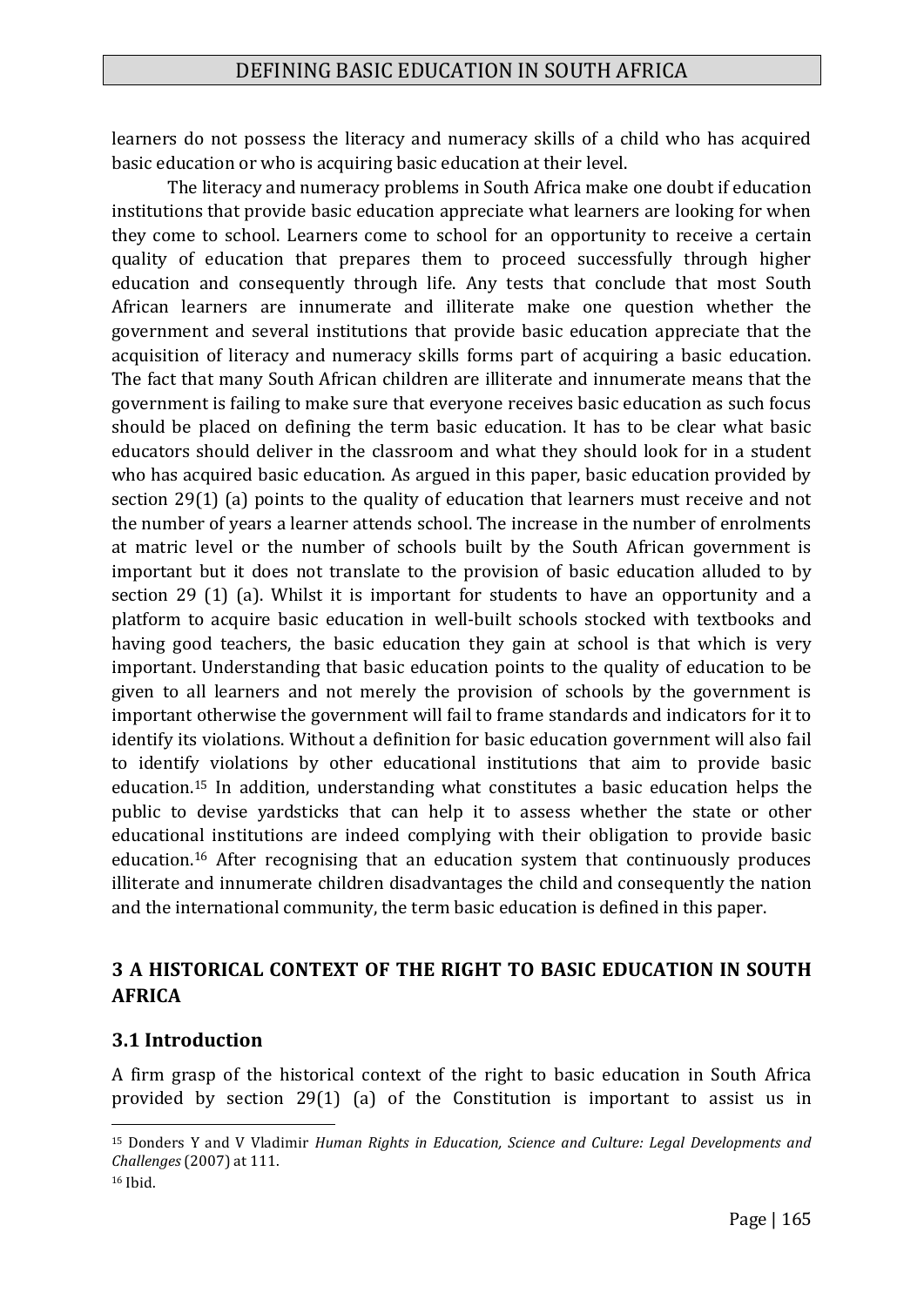learners do not possess the literacy and numeracy skills of a child who has acquired basic education or who is acquiring basic education at their level.

The literacy and numeracy problems in South Africa make one doubt if education institutions that provide basic education appreciate what learners are looking for when they come to school. Learners come to school for an opportunity to receive a certain quality of education that prepares them to proceed successfully through higher education and consequently through life. Any tests that conclude that most South African learners are innumerate and illiterate make one question whether the government and several institutions that provide basic education appreciate that the acquisition of literacy and numeracy skills forms part of acquiring a basic education. The fact that many South African children are illiterate and innumerate means that the government is failing to make sure that everyone receives basic education as such focus should be placed on defining the term basic education. It has to be clear what basic educators should deliver in the classroom and what they should look for in a student who has acquired basic education. As argued in this paper, basic education provided by section 29(1) (a) points to the quality of education that learners must receive and not the number of years a learner attends school. The increase in the number of enrolments at matric level or the number of schools built by the South African government is important but it does not translate to the provision of basic education alluded to by section 29 (1) (a). Whilst it is important for students to have an opportunity and a platform to acquire basic education in well-built schools stocked with textbooks and having good teachers, the basic education they gain at school is that which is very important. Understanding that basic education points to the quality of education to be given to all learners and not merely the provision of schools by the government is important otherwise the government will fail to frame standards and indicators for it to identify its violations. Without a definition for basic education government will also fail to identify violations by other educational institutions that aim to provide basic education.[15] In addition, understanding what constitutes a basic education helps the public to devise yardsticks that can help it to assess whether the state or other educational institutions are indeed complying with their obligation to provide basic education.[16] After recognising that an education system that continuously produces illiterate and innumerate children disadvantages the child and consequently the nation and the international community, the term basic education is defined in this paper.

## 3 A HISTORICAL CONTEXT OF THE RIGHT TO BASIC EDUCATION IN SOUTH AFRICA

### 3.1 Introduction

A firm grasp of the historical context of the right to basic education in South Africa provided by section 29(1) (a) of the Constitution is important to assist us in

---

[15] Donders Y and V Vladimir *Human Rights in Education, Science and Culture: Legal Developments and Challenges* (2007) at 111.

[16] Ibid.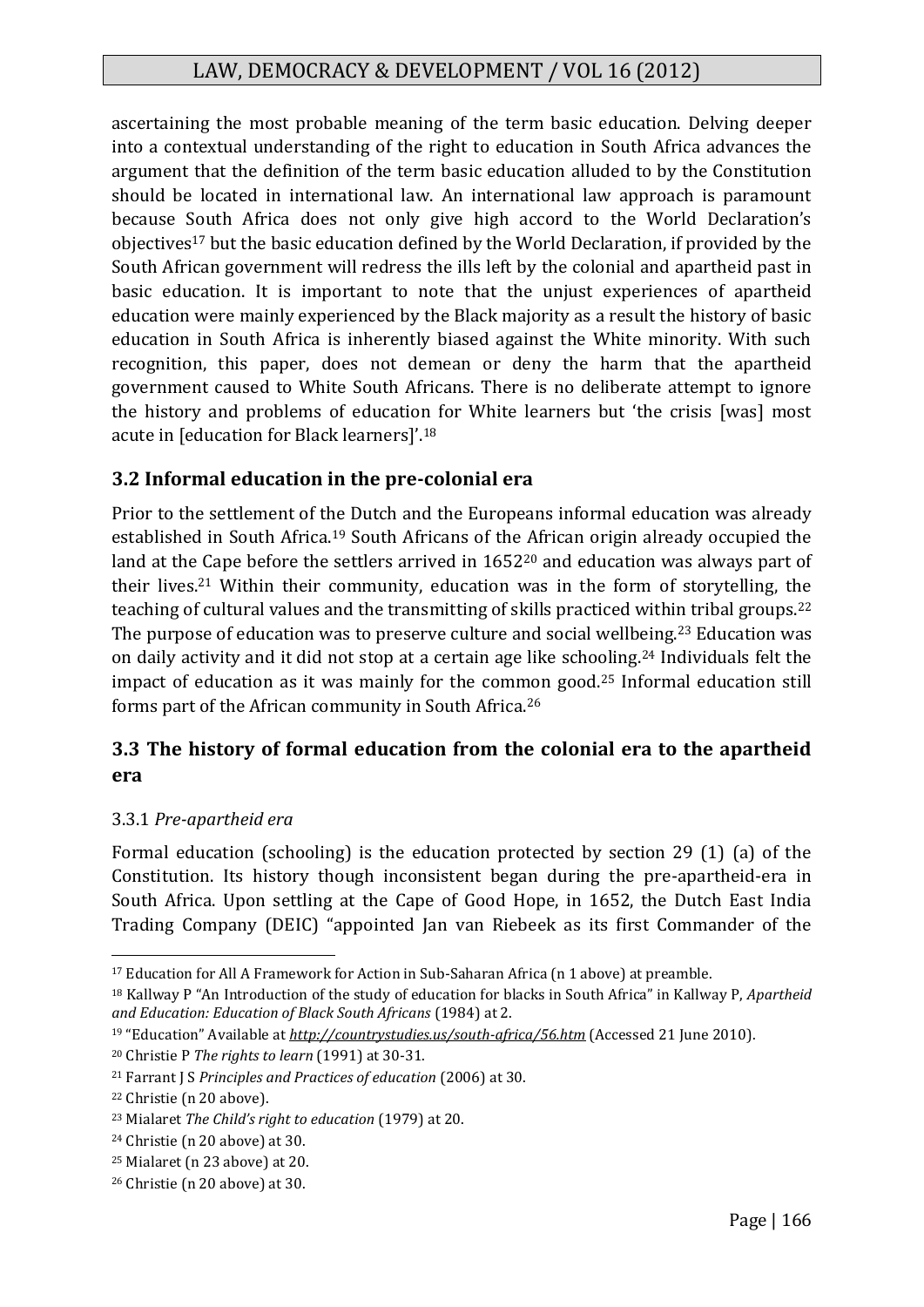ascertaining the most probable meaning of the term basic education. Delving deeper into a contextual understanding of the right to education in South Africa advances the argument that the definition of the term basic education alluded to by the Constitution should be located in international law. An international law approach is paramount because South Africa does not only give high accord to the World Declaration's objectives[17] but the basic education defined by the World Declaration, if provided by the South African government will redress the ills left by the colonial and apartheid past in basic education. It is important to note that the unjust experiences of apartheid education were mainly experienced by the Black majority as a result the history of basic education in South Africa is inherently biased against the White minority. With such recognition, this paper, does not demean or deny the harm that the apartheid government caused to White South Africans. There is no deliberate attempt to ignore the history and problems of education for White learners but 'the crisis [was] most acute in [education for Black learners]'.[18]

### 3.2 Informal education in the pre-colonial era

Prior to the settlement of the Dutch and the Europeans informal education was already established in South Africa.[19] South Africans of the African origin already occupied the land at the Cape before the settlers arrived in 1652[20] and education was always part of their lives.[21] Within their community, education was in the form of storytelling, the teaching of cultural values and the transmitting of skills practiced within tribal groups.[22] The purpose of education was to preserve culture and social wellbeing.[23] Education was on daily activity and it did not stop at a certain age like schooling.[24] Individuals felt the impact of education as it was mainly for the common good.[25] Informal education still forms part of the African community in South Africa.[26]

### 3.3 The history of formal education from the colonial era to the apartheid era

#### 3.3.1 *Pre-apartheid era*

Formal education (schooling) is the education protected by section 29 (1) (a) of the Constitution. Its history though inconsistent began during the pre-apartheid-era in South Africa. Upon settling at the Cape of Good Hope, in 1652, the Dutch East India Trading Company (DEIC) "appointed Jan van Riebeek as its first Commander of the

---

[17] Education for All A Framework for Action in Sub-Saharan Africa (n 1 above) at preamble.

[18] Kallway P "An Introduction of the study of education for blacks in South Africa" in Kallway P, *Apartheid and Education: Education of Black South Africans* (1984) at 2.

[19] "Education" Available at *http://countrystudies.us/south-africa/56.htm* (Accessed 21 June 2010).

[20] Christie P *The rights to learn* (1991) at 30-31.

[21] Farrant J S *Principles and Practices of education* (2006) at 30.

[22] Christie (n 20 above).

[23] Mialaret *The Child's right to education* (1979) at 20.

[24] Christie (n 20 above) at 30.

[25] Mialaret (n 23 above) at 20.

[26] Christie (n 20 above) at 30.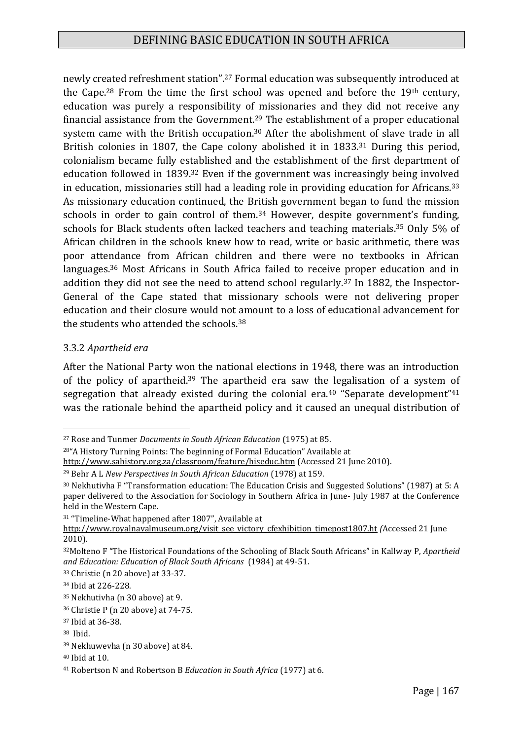newly created refreshment station".[27] Formal education was subsequently introduced at the Cape.[28] From the time the first school was opened and before the 19th century, education was purely a responsibility of missionaries and they did not receive any financial assistance from the Government.[29] The establishment of a proper educational system came with the British occupation.[30] After the abolishment of slave trade in all British colonies in 1807, the Cape colony abolished it in 1833.[31] During this period, colonialism became fully established and the establishment of the first department of education followed in 1839.[32] Even if the government was increasingly being involved in education, missionaries still had a leading role in providing education for Africans.[33] As missionary education continued, the British government began to fund the mission schools in order to gain control of them.[34] However, despite government's funding, schools for Black students often lacked teachers and teaching materials.[35] Only 5% of African children in the schools knew how to read, write or basic arithmetic, there was poor attendance from African children and there were no textbooks in African languages.[36] Most Africans in South Africa failed to receive proper education and in addition they did not see the need to attend school regularly.[37] In 1882, the Inspector-General of the Cape stated that missionary schools were not delivering proper education and their closure would not amount to a loss of educational advancement for the students who attended the schools.[38]

### 3.3.2 *Apartheid era*

After the National Party won the national elections in 1948, there was an introduction of the policy of apartheid.[39] The apartheid era saw the legalisation of a system of segregation that already existed during the colonial era.[40] "Separate development"[41] was the rationale behind the apartheid policy and it caused an unequal distribution of

---

[27] Rose and Tunmer *Documents in South African Education* (1975) at 85.

[28] "A History Turning Points: The beginning of Formal Education" Available at http://www.sahistory.org.za/classroom/feature/hiseduc.htm (Accessed 21 June 2010).

[29] Behr A L *New Perspectives in South African Education* (1978) at 159.

[30] Nekhutivha F "Transformation education: The Education Crisis and Suggested Solutions" (1987) at 5: A paper delivered to the Association for Sociology in Southern Africa in June- July 1987 at the Conference held in the Western Cape.

[31] "Timeline-What happened after 1807", Available at http://www.royalnavalmuseum.org/visit_see_victory_cfexhibition_timepost1807.ht *(*Accessed 21 June 2010).

[32] Molteno F "The Historical Foundations of the Schooling of Black South Africans" in Kallway P, *Apartheid and Education: Education of Black South Africans* (1984) at 49-51.

[33] Christie (n 20 above) at 33-37.

[34] Ibid at 226-228.

[35] Nekhutivha (n 30 above) at 9.

[36] Christie P (n 20 above) at 74-75.

[37] Ibid at 36-38.

[38] Ibid.

[39] Nekhuwevha (n 30 above) at 84.

[40] Ibid at 10.

[41] Robertson N and Robertson B *Education in South Africa* (1977) at 6.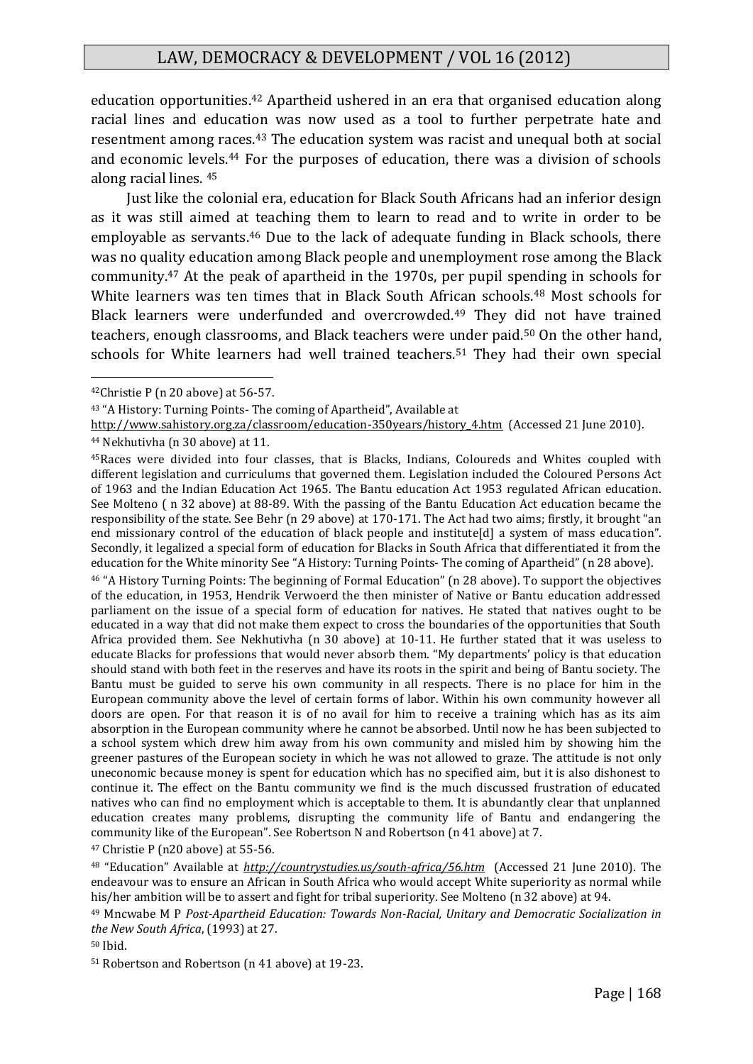education opportunities.[42] Apartheid ushered in an era that organised education along racial lines and education was now used as a tool to further perpetrate hate and resentment among races.[43] The education system was racist and unequal both at social and economic levels.[44] For the purposes of education, there was a division of schools along racial lines. [45]

Just like the colonial era, education for Black South Africans had an inferior design as it was still aimed at teaching them to learn to read and to write in order to be employable as servants.[46] Due to the lack of adequate funding in Black schools, there was no quality education among Black people and unemployment rose among the Black community.[47] At the peak of apartheid in the 1970s, per pupil spending in schools for White learners was ten times that in Black South African schools.[48] Most schools for Black learners were underfunded and overcrowded.[49] They did not have trained teachers, enough classrooms, and Black teachers were under paid.[50] On the other hand, schools for White learners had well trained teachers.[51] They had their own special

---

[42] Christie P (n 20 above) at 56-57.

[43] "A History: Turning Points- The coming of Apartheid", Available at http://www.sahistory.org.za/classroom/education-350years/history_4.htm (Accessed 21 June 2010).

[44] Nekhutivha (n 30 above) at 11.

[45] Races were divided into four classes, that is Blacks, Indians, Coloureds and Whites coupled with different legislation and curriculums that governed them. Legislation included the Coloured Persons Act of 1963 and the Indian Education Act 1965. The Bantu education Act 1953 regulated African education. See Molteno ( n 32 above) at 88-89. With the passing of the Bantu Education Act education became the responsibility of the state. See Behr (n 29 above) at 170-171. The Act had two aims; firstly, it brought "an end missionary control of the education of black people and institute[d] a system of mass education". Secondly, it legalized a special form of education for Blacks in South Africa that differentiated it from the education for the White minority See "A History: Turning Points- The coming of Apartheid" (n 28 above).

[46] "A History Turning Points: The beginning of Formal Education" (n 28 above). To support the objectives of the education, in 1953, Hendrik Verwoerd the then minister of Native or Bantu education addressed parliament on the issue of a special form of education for natives. He stated that natives ought to be educated in a way that did not make them expect to cross the boundaries of the opportunities that South Africa provided them. See Nekhutivha (n 30 above) at 10-11. He further stated that it was useless to educate Blacks for professions that would never absorb them. "My departments' policy is that education should stand with both feet in the reserves and have its roots in the spirit and being of Bantu society. The Bantu must be guided to serve his own community in all respects. There is no place for him in the European community above the level of certain forms of labor. Within his own community however all doors are open. For that reason it is of no avail for him to receive a training which has as its aim absorption in the European community where he cannot be absorbed. Until now he has been subjected to a school system which drew him away from his own community and misled him by showing him the greener pastures of the European society in which he was not allowed to graze. The attitude is not only uneconomic because money is spent for education which has no specified aim, but it is also dishonest to continue it. The effect on the Bantu community we find is the much discussed frustration of educated natives who can find no employment which is acceptable to them. It is abundantly clear that unplanned education creates many problems, disrupting the community life of Bantu and endangering the community like of the European". See Robertson N and Robertson (n 41 above) at 7.

[47] Christie P (n20 above) at 55-56.

[48] "Education" Available at *http://countrystudies.us/south-africa/56.htm* (Accessed 21 June 2010). The endeavour was to ensure an African in South Africa who would accept White superiority as normal while his/her ambition will be to assert and fight for tribal superiority. See Molteno (n 32 above) at 94.

[49] Mncwabe M P *Post-Apartheid Education: Towards Non-Racial, Unitary and Democratic Socialization in the New South Africa*, (1993) at 27.

[50] Ibid.

[51] Robertson and Robertson (n 41 above) at 19-23.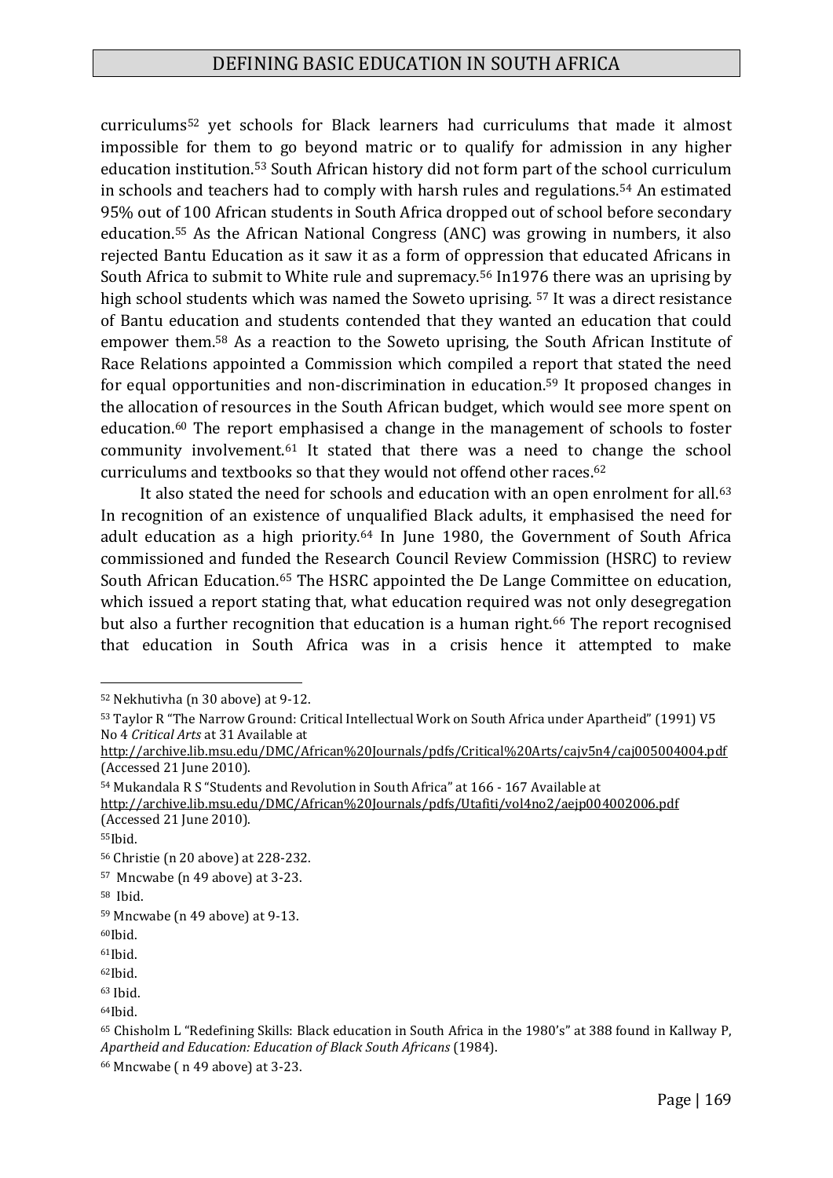curriculums[52] yet schools for Black learners had curriculums that made it almost impossible for them to go beyond matric or to qualify for admission in any higher education institution.[53] South African history did not form part of the school curriculum in schools and teachers had to comply with harsh rules and regulations.[54] An estimated 95% out of 100 African students in South Africa dropped out of school before secondary education.[55] As the African National Congress (ANC) was growing in numbers, it also rejected Bantu Education as it saw it as a form of oppression that educated Africans in South Africa to submit to White rule and supremacy.[56] In1976 there was an uprising by high school students which was named the Soweto uprising. [57] It was a direct resistance of Bantu education and students contended that they wanted an education that could empower them.[58] As a reaction to the Soweto uprising, the South African Institute of Race Relations appointed a Commission which compiled a report that stated the need for equal opportunities and non-discrimination in education.[59] It proposed changes in the allocation of resources in the South African budget, which would see more spent on education.[60] The report emphasised a change in the management of schools to foster community involvement.[61] It stated that there was a need to change the school curriculums and textbooks so that they would not offend other races.[62]

It also stated the need for schools and education with an open enrolment for all.[63] In recognition of an existence of unqualified Black adults, it emphasised the need for adult education as a high priority.[64] In June 1980, the Government of South Africa commissioned and funded the Research Council Review Commission (HSRC) to review South African Education.[65] The HSRC appointed the De Lange Committee on education, which issued a report stating that, what education required was not only desegregation but also a further recognition that education is a human right.[66] The report recognised that education in South Africa was in a crisis hence it attempted to make

---

[52] Nekhutivha (n 30 above) at 9-12.

[53] Taylor R "The Narrow Ground: Critical Intellectual Work on South Africa under Apartheid" (1991) V5 No 4 *Critical Arts* at 31 Available at http://archive.lib.msu.edu/DMC/African%20Journals/pdfs/Critical%20Arts/cajv5n4/caj005004004.pdf (Accessed 21 June 2010).

[54] Mukandala R S "Students and Revolution in South Africa" at 166 - 167 Available at http://archive.lib.msu.edu/DMC/African%20Journals/pdfs/Utafiti/vol4no2/aejp004002006.pdf (Accessed 21 June 2010).

[55] Ibid.

[56] Christie (n 20 above) at 228-232.

[57] Mncwabe (n 49 above) at 3-23.

[58] Ibid.

[59] Mncwabe (n 49 above) at 9-13.

[60] Ibid.

[61] Ibid.

[62] Ibid.

[63] Ibid.

[64] Ibid.

[65] Chisholm L "Redefining Skills: Black education in South Africa in the 1980's" at 388 found in Kallway P, *Apartheid and Education: Education of Black South Africans* (1984).

[66] Mncwabe ( n 49 above) at 3-23.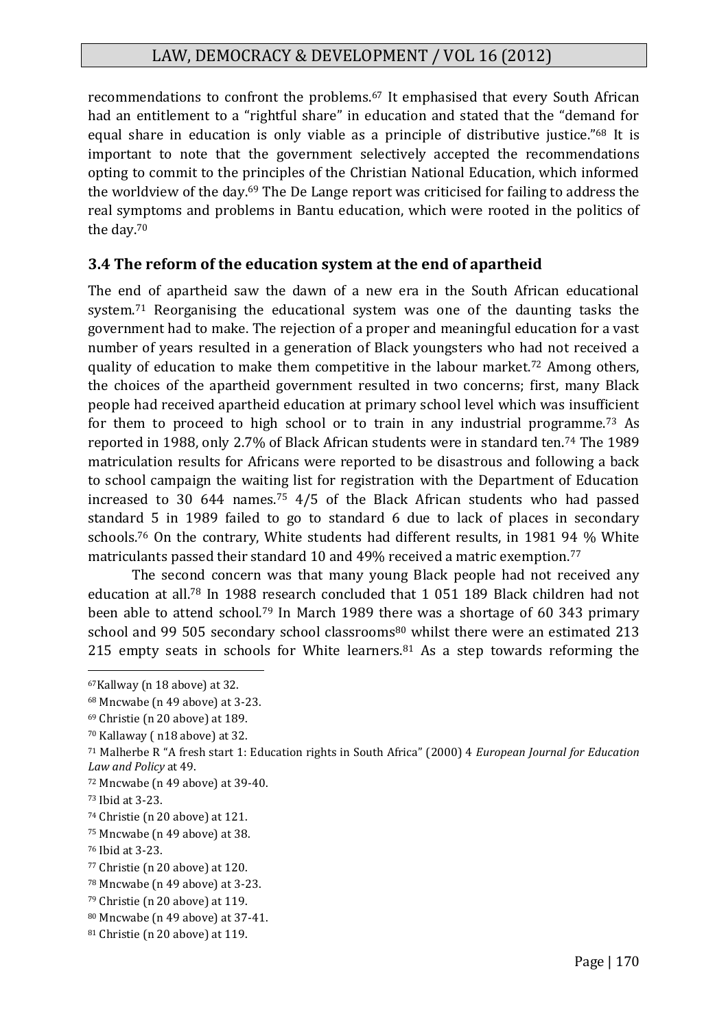recommendations to confront the problems.[67] It emphasised that every South African had an entitlement to a "rightful share" in education and stated that the "demand for equal share in education is only viable as a principle of distributive justice."[68] It is important to note that the government selectively accepted the recommendations opting to commit to the principles of the Christian National Education, which informed the worldview of the day.[69] The De Lange report was criticised for failing to address the real symptoms and problems in Bantu education, which were rooted in the politics of the day.[70]

### 3.4 The reform of the education system at the end of apartheid

The end of apartheid saw the dawn of a new era in the South African educational system.[71] Reorganising the educational system was one of the daunting tasks the government had to make. The rejection of a proper and meaningful education for a vast number of years resulted in a generation of Black youngsters who had not received a quality of education to make them competitive in the labour market.[72] Among others, the choices of the apartheid government resulted in two concerns; first, many Black people had received apartheid education at primary school level which was insufficient for them to proceed to high school or to train in any industrial programme.[73] As reported in 1988, only 2.7% of Black African students were in standard ten.[74] The 1989 matriculation results for Africans were reported to be disastrous and following a back to school campaign the waiting list for registration with the Department of Education increased to 30 644 names.[75] 4/5 of the Black African students who had passed standard 5 in 1989 failed to go to standard 6 due to lack of places in secondary schools.[76] On the contrary, White students had different results, in 1981 94 % White matriculants passed their standard 10 and 49% received a matric exemption.[77]

The second concern was that many young Black people had not received any education at all.[78] In 1988 research concluded that 1 051 189 Black children had not been able to attend school.[79] In March 1989 there was a shortage of 60 343 primary school and 99 505 secondary school classrooms[80] whilst there were an estimated 213 215 empty seats in schools for White learners.[81] As a step towards reforming the

---

[67] Kallway (n 18 above) at 32.

[68] Mncwabe (n 49 above) at 3-23.

[69] Christie (n 20 above) at 189.

[70] Kallaway ( n18 above) at 32.

[71] Malherbe R "A fresh start 1: Education rights in South Africa" (2000) 4 *European Journal for Education Law and Policy* at 49.

[72] Mncwabe (n 49 above) at 39-40.

[73] Ibid at 3-23.

[74] Christie (n 20 above) at 121.

[75] Mncwabe (n 49 above) at 38.

[76] Ibid at 3-23.

[77] Christie (n 20 above) at 120.

[78] Mncwabe (n 49 above) at 3-23.

[79] Christie (n 20 above) at 119.

[80] Mncwabe (n 49 above) at 37-41.

[81] Christie (n 20 above) at 119.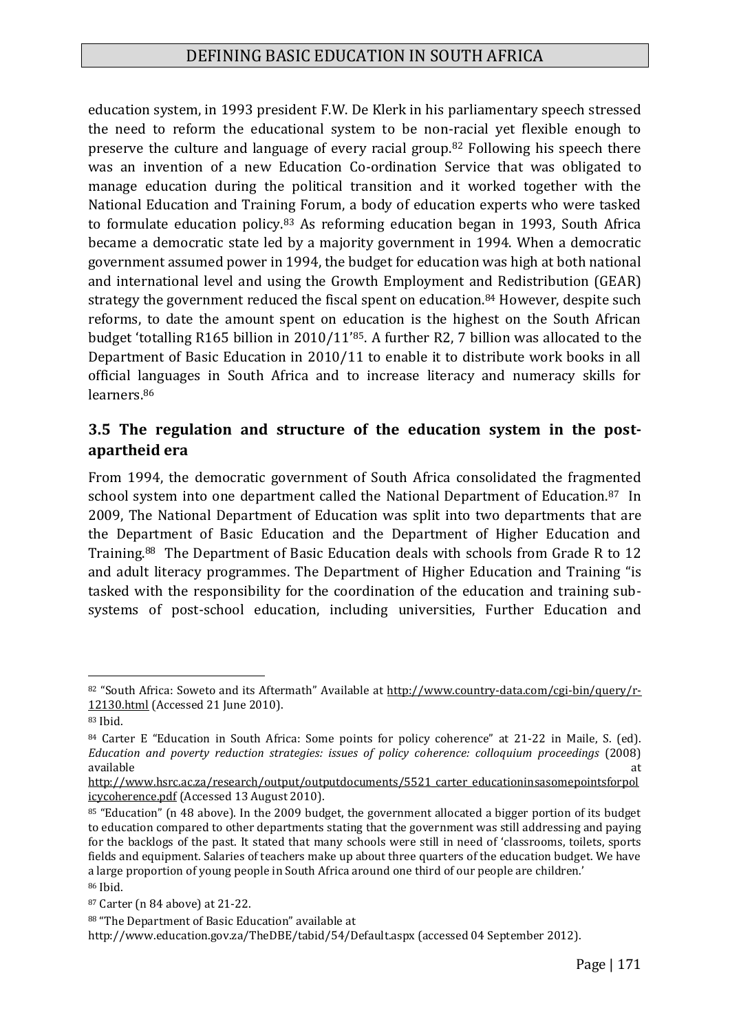education system, in 1993 president F.W. De Klerk in his parliamentary speech stressed the need to reform the educational system to be non-racial yet flexible enough to preserve the culture and language of every racial group.[82] Following his speech there was an invention of a new Education Co-ordination Service that was obligated to manage education during the political transition and it worked together with the National Education and Training Forum, a body of education experts who were tasked to formulate education policy.[83] As reforming education began in 1993, South Africa became a democratic state led by a majority government in 1994. When a democratic government assumed power in 1994, the budget for education was high at both national and international level and using the Growth Employment and Redistribution (GEAR) strategy the government reduced the fiscal spent on education.[84] However, despite such reforms, to date the amount spent on education is the highest on the South African budget 'totalling R165 billion in 2010/11'[85]. A further R2, 7 billion was allocated to the Department of Basic Education in 2010/11 to enable it to distribute work books in all official languages in South Africa and to increase literacy and numeracy skills for learners.[86]

### 3.5 The regulation and structure of the education system in the post-apartheid era

From 1994, the democratic government of South Africa consolidated the fragmented school system into one department called the National Department of Education.[87] In 2009, The National Department of Education was split into two departments that are the Department of Basic Education and the Department of Higher Education and Training.[88] The Department of Basic Education deals with schools from Grade R to 12 and adult literacy programmes. The Department of Higher Education and Training "is tasked with the responsibility for the coordination of the education and training sub-systems of post-school education, including universities, Further Education and

---

[82] "South Africa: Soweto and its Aftermath" Available at http://www.country-data.com/cgi-bin/query/r-12130.html (Accessed 21 June 2010).

[83] Ibid.

[84] Carter E "Education in South Africa: Some points for policy coherence" at 21-22 in Maile, S. (ed). *Education and poverty reduction strategies: issues of policy coherence: colloquium proceedings* (2008) available at http://www.hsrc.ac.za/research/output/outputdocuments/5521_carter_educationinsasomepointsforpolicycoherence.pdf (Accessed 13 August 2010).

[85] "Education" (n 48 above). In the 2009 budget, the government allocated a bigger portion of its budget to education compared to other departments stating that the government was still addressing and paying for the backlogs of the past. It stated that many schools were still in need of 'classrooms, toilets, sports fields and equipment. Salaries of teachers make up about three quarters of the education budget. We have a large proportion of young people in South Africa around one third of our people are children.'

[86] Ibid.

[87] Carter (n 84 above) at 21-22.

[88] "The Department of Basic Education" available at http://www.education.gov.za/TheDBE/tabid/54/Default.aspx (accessed 04 September 2012).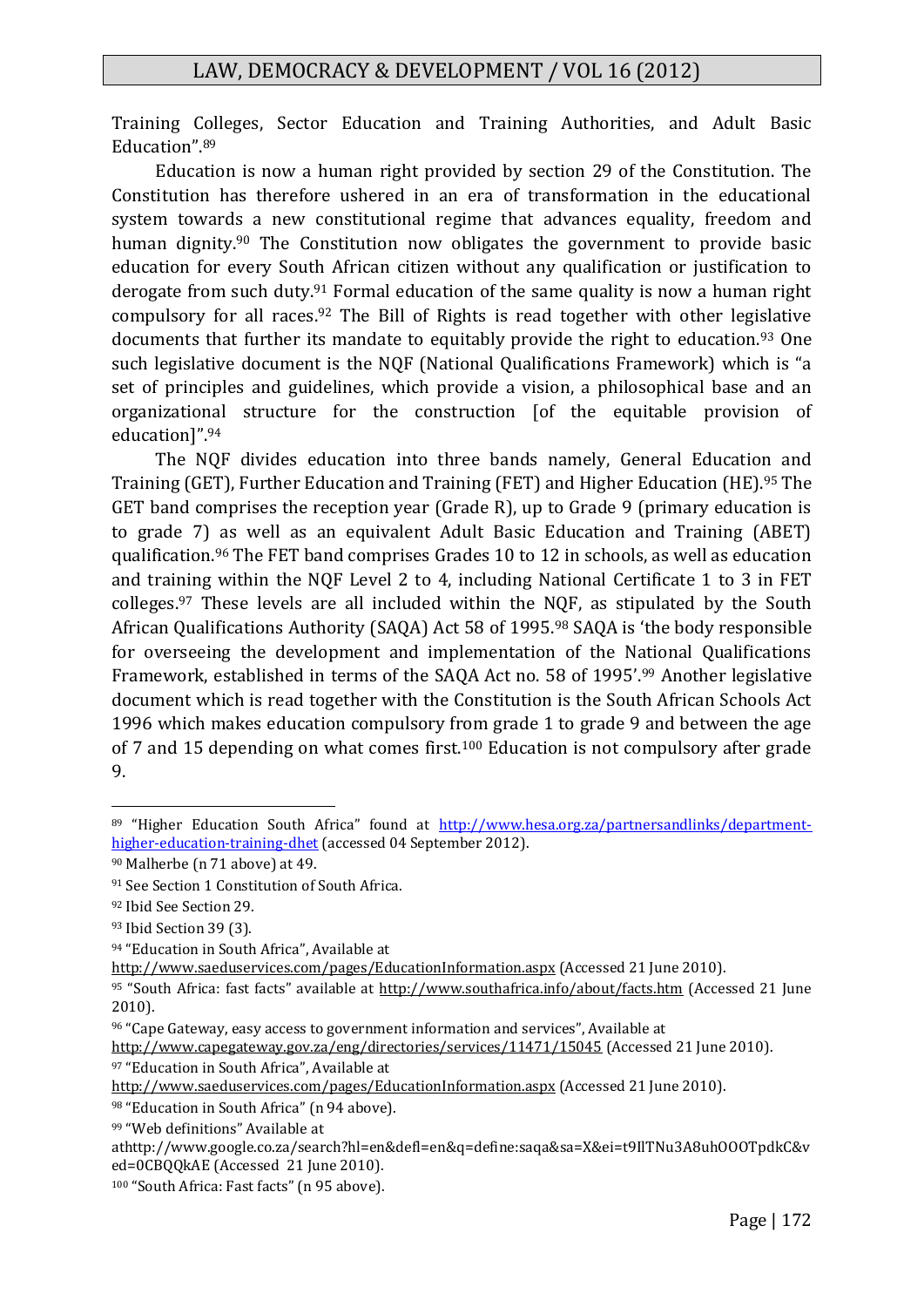Training Colleges, Sector Education and Training Authorities, and Adult Basic Education".[89]

Education is now a human right provided by section 29 of the Constitution. The Constitution has therefore ushered in an era of transformation in the educational system towards a new constitutional regime that advances equality, freedom and human dignity.[90] The Constitution now obligates the government to provide basic education for every South African citizen without any qualification or justification to derogate from such duty.[91] Formal education of the same quality is now a human right compulsory for all races.[92] The Bill of Rights is read together with other legislative documents that further its mandate to equitably provide the right to education.[93] One such legislative document is the NQF (National Qualifications Framework) which is "a set of principles and guidelines, which provide a vision, a philosophical base and an organizational structure for the construction [of the equitable provision of education]".[94]

The NQF divides education into three bands namely, General Education and Training (GET), Further Education and Training (FET) and Higher Education (HE).[95] The GET band comprises the reception year (Grade R), up to Grade 9 (primary education is to grade 7) as well as an equivalent Adult Basic Education and Training (ABET) qualification.[96] The FET band comprises Grades 10 to 12 in schools, as well as education and training within the NQF Level 2 to 4, including National Certificate 1 to 3 in FET colleges.[97] These levels are all included within the NQF, as stipulated by the South African Qualifications Authority (SAQA) Act 58 of 1995.[98] SAQA is 'the body responsible for overseeing the development and implementation of the National Qualifications Framework, established in terms of the SAQA Act no. 58 of 1995'.[99] Another legislative document which is read together with the Constitution is the South African Schools Act 1996 which makes education compulsory from grade 1 to grade 9 and between the age of 7 and 15 depending on what comes first.[100] Education is not compulsory after grade 9.

---

[89] "Higher Education South Africa" found at http://www.hesa.org.za/partnersandlinks/department-higher-education-training-dhet (accessed 04 September 2012).

[90] Malherbe (n 71 above) at 49.

[91] See Section 1 Constitution of South Africa.

[92] Ibid See Section 29.

[93] Ibid Section 39 (3).

[94] "Education in South Africa", Available at http://www.saeduservices.com/pages/EducationInformation.aspx (Accessed 21 June 2010).

[95] "South Africa: fast facts" available at http://www.southafrica.info/about/facts.htm (Accessed 21 June 2010).

[96] "Cape Gateway, easy access to government information and services", Available at http://www.capegateway.gov.za/eng/directories/services/11471/15045 (Accessed 21 June 2010).

[97] "Education in South Africa", Available at http://www.saeduservices.com/pages/EducationInformation.aspx (Accessed 21 June 2010).

[98] "Education in South Africa" (n 94 above).

[99] "Web definitions" Available at athttp://www.google.co.za/search?hl=en&defl=en&q=define:saqa&sa=X&ei=t9IlTNu3A8uhOOOTpdkC&ved=0CBQQkAE (Accessed 21 June 2010).

[100] "South Africa: Fast facts" (n 95 above).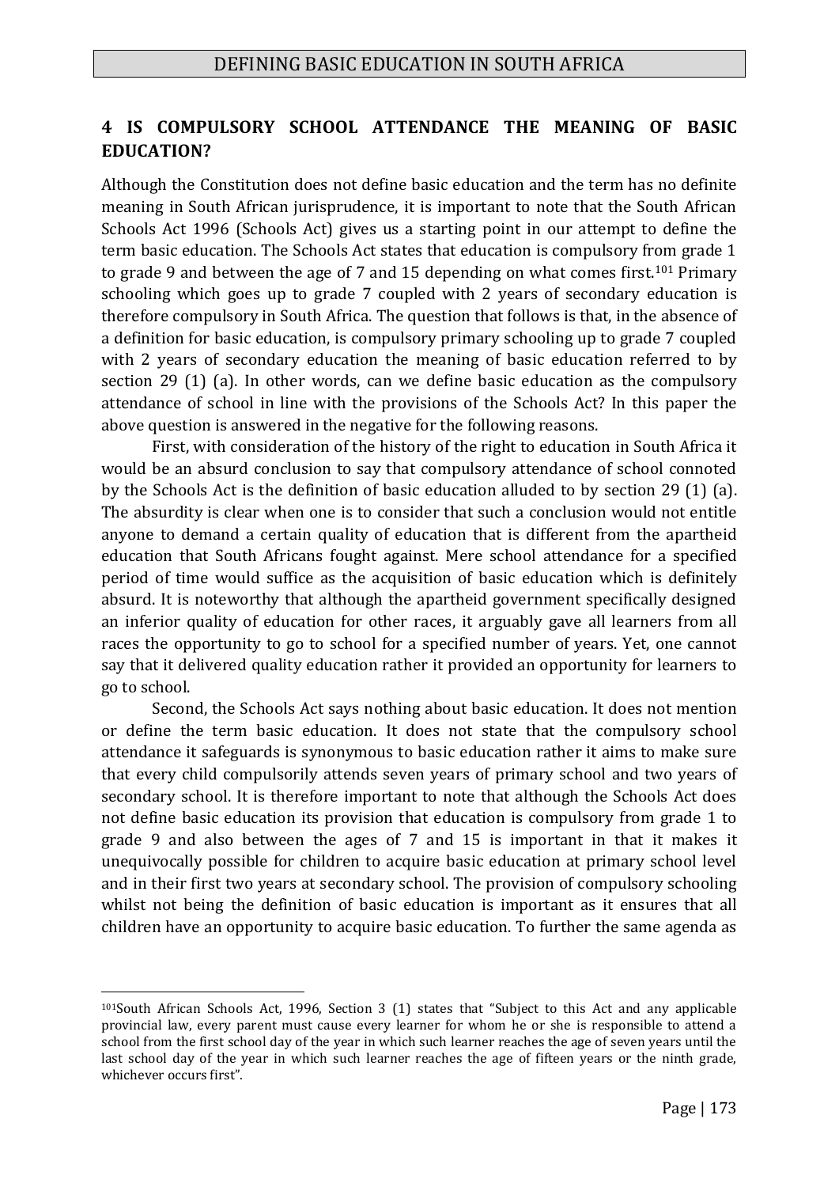## 4 IS COMPULSORY SCHOOL ATTENDANCE THE MEANING OF BASIC EDUCATION?

Although the Constitution does not define basic education and the term has no definite meaning in South African jurisprudence, it is important to note that the South African Schools Act 1996 (Schools Act) gives us a starting point in our attempt to define the term basic education. The Schools Act states that education is compulsory from grade 1 to grade 9 and between the age of 7 and 15 depending on what comes first.[101] Primary schooling which goes up to grade 7 coupled with 2 years of secondary education is therefore compulsory in South Africa. The question that follows is that, in the absence of a definition for basic education, is compulsory primary schooling up to grade 7 coupled with 2 years of secondary education the meaning of basic education referred to by section 29 (1) (a). In other words, can we define basic education as the compulsory attendance of school in line with the provisions of the Schools Act? In this paper the above question is answered in the negative for the following reasons.

First, with consideration of the history of the right to education in South Africa it would be an absurd conclusion to say that compulsory attendance of school connoted by the Schools Act is the definition of basic education alluded to by section 29 (1) (a). The absurdity is clear when one is to consider that such a conclusion would not entitle anyone to demand a certain quality of education that is different from the apartheid education that South Africans fought against. Mere school attendance for a specified period of time would suffice as the acquisition of basic education which is definitely absurd. It is noteworthy that although the apartheid government specifically designed an inferior quality of education for other races, it arguably gave all learners from all races the opportunity to go to school for a specified number of years. Yet, one cannot say that it delivered quality education rather it provided an opportunity for learners to go to school.

Second, the Schools Act says nothing about basic education. It does not mention or define the term basic education. It does not state that the compulsory school attendance it safeguards is synonymous to basic education rather it aims to make sure that every child compulsorily attends seven years of primary school and two years of secondary school. It is therefore important to note that although the Schools Act does not define basic education its provision that education is compulsory from grade 1 to grade 9 and also between the ages of 7 and 15 is important in that it makes it unequivocally possible for children to acquire basic education at primary school level and in their first two years at secondary school. The provision of compulsory schooling whilst not being the definition of basic education is important as it ensures that all children have an opportunity to acquire basic education. To further the same agenda as

---

[101] South African Schools Act, 1996, Section 3 (1) states that "Subject to this Act and any applicable provincial law, every parent must cause every learner for whom he or she is responsible to attend a school from the first school day of the year in which such learner reaches the age of seven years until the last school day of the year in which such learner reaches the age of fifteen years or the ninth grade, whichever occurs first".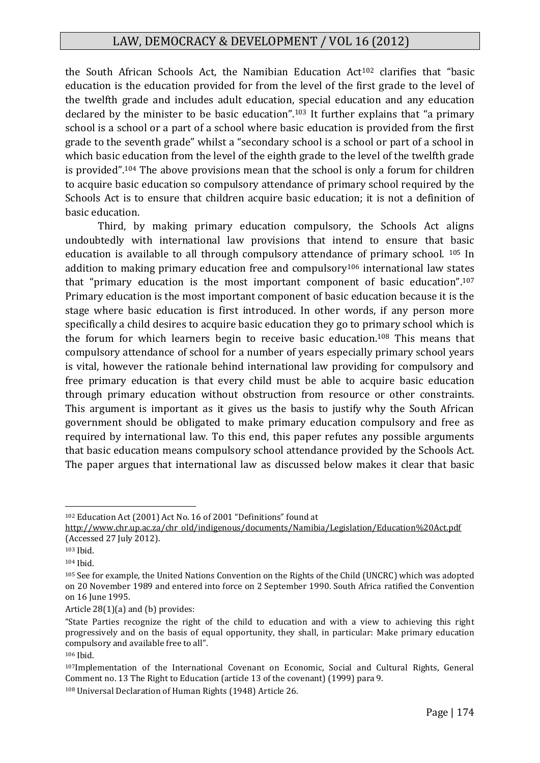the South African Schools Act, the Namibian Education Act[102] clarifies that "basic education is the education provided for from the level of the first grade to the level of the twelfth grade and includes adult education, special education and any education declared by the minister to be basic education".[103] It further explains that "a primary school is a school or a part of a school where basic education is provided from the first grade to the seventh grade" whilst a "secondary school is a school or part of a school in which basic education from the level of the eighth grade to the level of the twelfth grade is provided".[104] The above provisions mean that the school is only a forum for children to acquire basic education so compulsory attendance of primary school required by the Schools Act is to ensure that children acquire basic education; it is not a definition of basic education.

Third, by making primary education compulsory, the Schools Act aligns undoubtedly with international law provisions that intend to ensure that basic education is available to all through compulsory attendance of primary school. [105] In addition to making primary education free and compulsory[106] international law states that "primary education is the most important component of basic education".[107] Primary education is the most important component of basic education because it is the stage where basic education is first introduced. In other words, if any person more specifically a child desires to acquire basic education they go to primary school which is the forum for which learners begin to receive basic education.[108] This means that compulsory attendance of school for a number of years especially primary school years is vital, however the rationale behind international law providing for compulsory and free primary education is that every child must be able to acquire basic education through primary education without obstruction from resource or other constraints. This argument is important as it gives us the basis to justify why the South African government should be obligated to make primary education compulsory and free as required by international law. To this end, this paper refutes any possible arguments that basic education means compulsory school attendance provided by the Schools Act. The paper argues that international law as discussed below makes it clear that basic

---

[102] Education Act (2001) Act No. 16 of 2001 "Definitions" found at http://www.chr.up.ac.za/chr_old/indigenous/documents/Namibia/Legislation/Education%20Act.pdf (Accessed 27 July 2012).

[103] Ibid.

[104] Ibid.

[105] See for example, the United Nations Convention on the Rights of the Child (UNCRC) which was adopted on 20 November 1989 and entered into force on 2 September 1990. South Africa ratified the Convention on 16 June 1995.

Article 28(1)(a) and (b) provides:

"State Parties recognize the right of the child to education and with a view to achieving this right progressively and on the basis of equal opportunity, they shall, in particular: Make primary education compulsory and available free to all".

[106] Ibid.

[107] Implementation of the International Covenant on Economic, Social and Cultural Rights, General Comment no. 13 The Right to Education (article 13 of the covenant) (1999) para 9.

[108] Universal Declaration of Human Rights (1948) Article 26.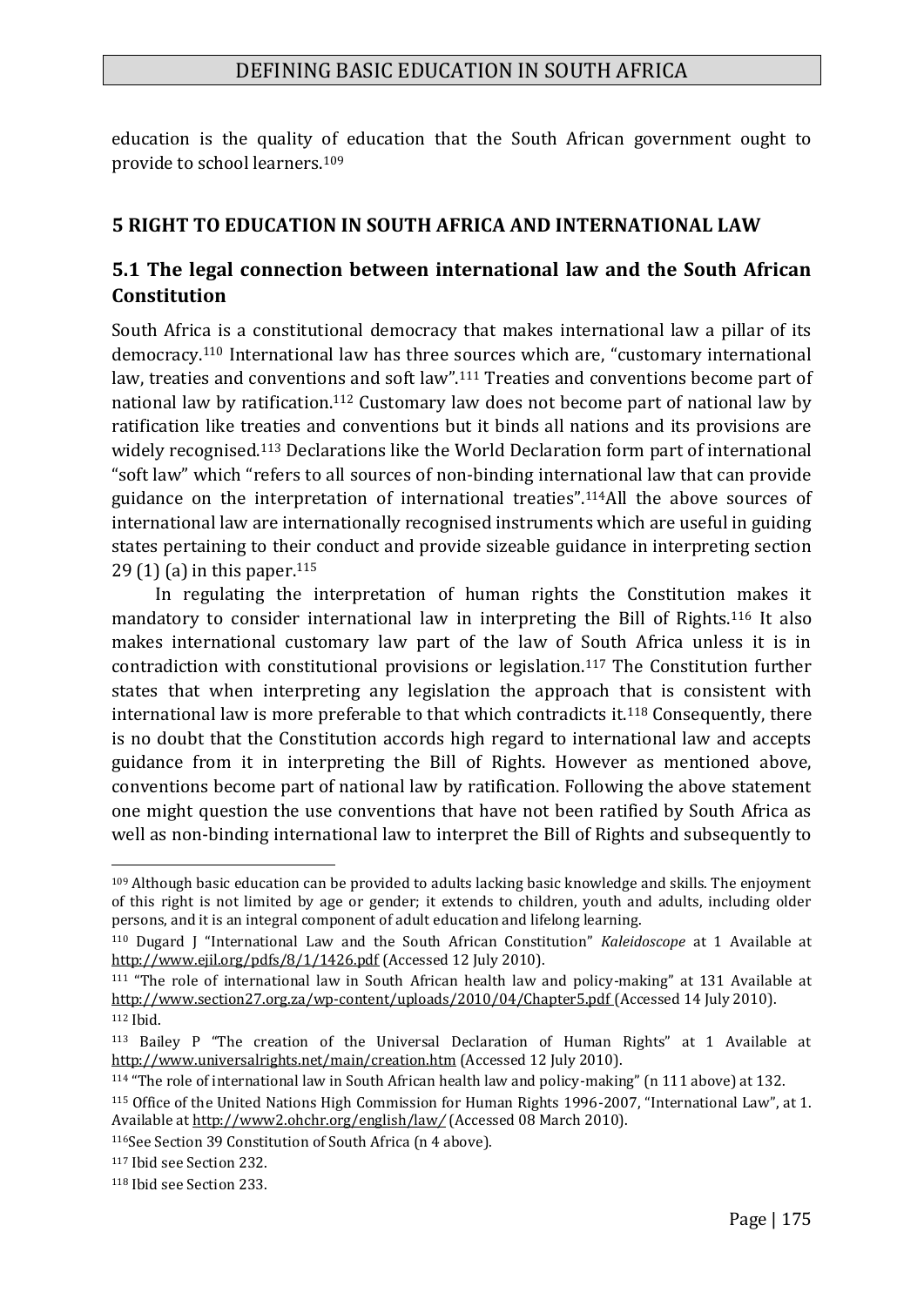education is the quality of education that the South African government ought to provide to school learners.[109]

## 5 RIGHT TO EDUCATION IN SOUTH AFRICA AND INTERNATIONAL LAW

### 5.1 The legal connection between international law and the South African Constitution

South Africa is a constitutional democracy that makes international law a pillar of its democracy.[110] International law has three sources which are, "customary international law, treaties and conventions and soft law".[111] Treaties and conventions become part of national law by ratification.[112] Customary law does not become part of national law by ratification like treaties and conventions but it binds all nations and its provisions are widely recognised.[113] Declarations like the World Declaration form part of international "soft law" which "refers to all sources of non-binding international law that can provide guidance on the interpretation of international treaties".[114]All the above sources of international law are internationally recognised instruments which are useful in guiding states pertaining to their conduct and provide sizeable guidance in interpreting section 29 (1) (a) in this paper.[115]

In regulating the interpretation of human rights the Constitution makes it mandatory to consider international law in interpreting the Bill of Rights.[116] It also makes international customary law part of the law of South Africa unless it is in contradiction with constitutional provisions or legislation.[117] The Constitution further states that when interpreting any legislation the approach that is consistent with international law is more preferable to that which contradicts it.[118] Consequently, there is no doubt that the Constitution accords high regard to international law and accepts guidance from it in interpreting the Bill of Rights. However as mentioned above, conventions become part of national law by ratification. Following the above statement one might question the use conventions that have not been ratified by South Africa as well as non-binding international law to interpret the Bill of Rights and subsequently to

---

[109] Although basic education can be provided to adults lacking basic knowledge and skills. The enjoyment of this right is not limited by age or gender; it extends to children, youth and adults, including older persons, and it is an integral component of adult education and lifelong learning.

[110] Dugard J "International Law and the South African Constitution" *Kaleidoscope* at 1 Available at http://www.ejil.org/pdfs/8/1/1426.pdf (Accessed 12 July 2010).

[111] "The role of international law in South African health law and policy-making" at 131 Available at http://www.section27.org.za/wp-content/uploads/2010/04/Chapter5.pdf (Accessed 14 July 2010).

[112] Ibid.

[113] Bailey P "The creation of the Universal Declaration of Human Rights" at 1 Available at http://www.universalrights.net/main/creation.htm (Accessed 12 July 2010).

[114] "The role of international law in South African health law and policy-making" (n 111 above) at 132.

[115] Office of the United Nations High Commission for Human Rights 1996-2007, "International Law", at 1. Available at http://www2.ohchr.org/english/law/ (Accessed 08 March 2010).

[116] See Section 39 Constitution of South Africa (n 4 above).

[117] Ibid see Section 232.

[118] Ibid see Section 233.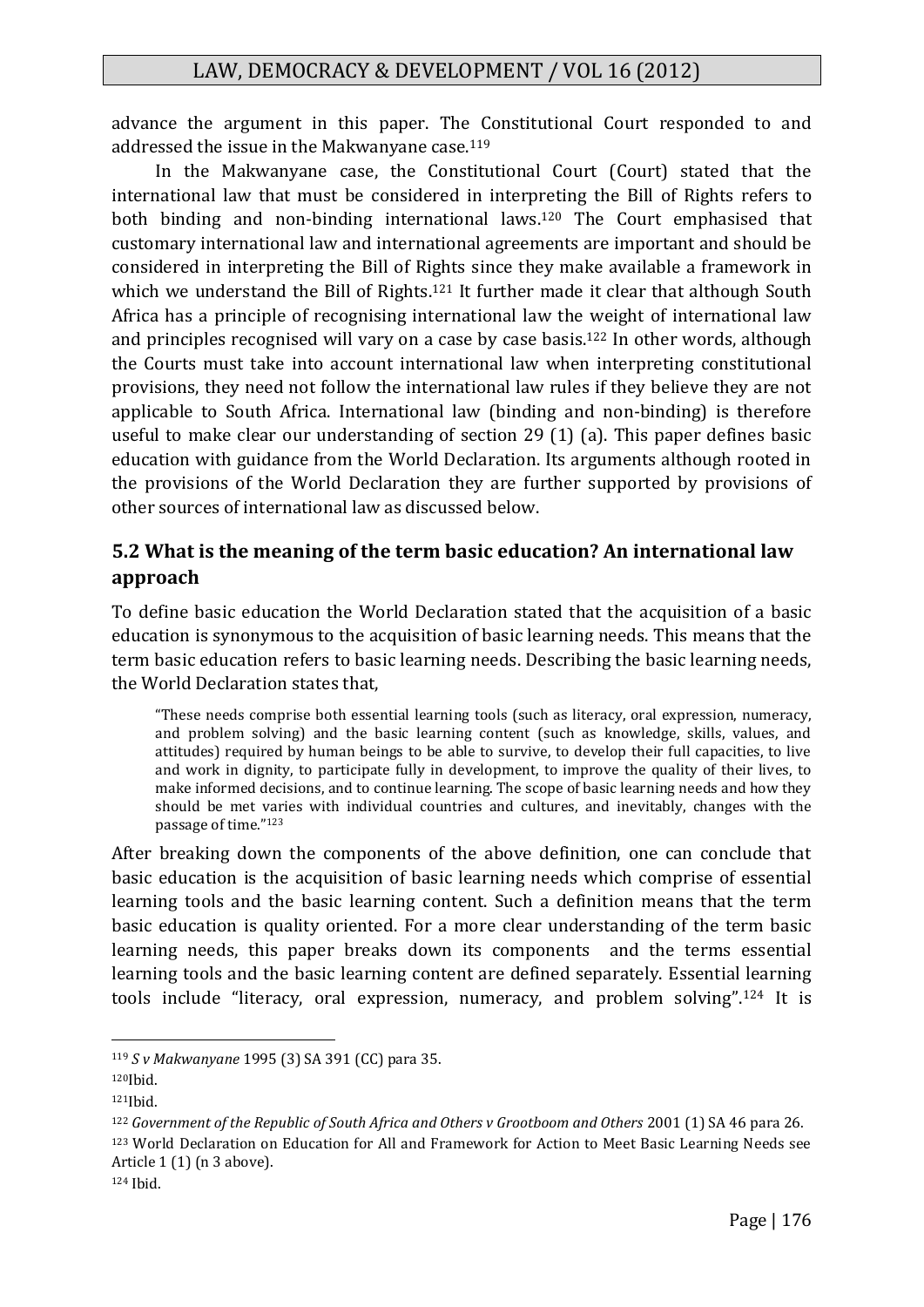advance the argument in this paper. The Constitutional Court responded to and addressed the issue in the Makwanyane case.[119]

In the Makwanyane case, the Constitutional Court (Court) stated that the international law that must be considered in interpreting the Bill of Rights refers to both binding and non-binding international laws.[120] The Court emphasised that customary international law and international agreements are important and should be considered in interpreting the Bill of Rights since they make available a framework in which we understand the Bill of Rights.[121] It further made it clear that although South Africa has a principle of recognising international law the weight of international law and principles recognised will vary on a case by case basis.[122] In other words, although the Courts must take into account international law when interpreting constitutional provisions, they need not follow the international law rules if they believe they are not applicable to South Africa. International law (binding and non-binding) is therefore useful to make clear our understanding of section 29 (1) (a). This paper defines basic education with guidance from the World Declaration. Its arguments although rooted in the provisions of the World Declaration they are further supported by provisions of other sources of international law as discussed below.

## 5.2 What is the meaning of the term basic education? An international law approach

To define basic education the World Declaration stated that the acquisition of a basic education is synonymous to the acquisition of basic learning needs. This means that the term basic education refers to basic learning needs. Describing the basic learning needs, the World Declaration states that,

> "These needs comprise both essential learning tools (such as literacy, oral expression, numeracy, and problem solving) and the basic learning content (such as knowledge, skills, values, and attitudes) required by human beings to be able to survive, to develop their full capacities, to live and work in dignity, to participate fully in development, to improve the quality of their lives, to make informed decisions, and to continue learning. The scope of basic learning needs and how they should be met varies with individual countries and cultures, and inevitably, changes with the passage of time."[123]

After breaking down the components of the above definition, one can conclude that basic education is the acquisition of basic learning needs which comprise of essential learning tools and the basic learning content. Such a definition means that the term basic education is quality oriented. For a more clear understanding of the term basic learning needs, this paper breaks down its components and the terms essential learning tools and the basic learning content are defined separately. Essential learning tools include "literacy, oral expression, numeracy, and problem solving".[124] It is

---

[119] *S v Makwanyane* 1995 (3) SA 391 (CC) para 35.

[120] Ibid.

[121] Ibid.

[122] *Government of the Republic of South Africa and Others v Grootboom and Others* 2001 (1) SA 46 para 26.

[123] World Declaration on Education for All and Framework for Action to Meet Basic Learning Needs see Article 1 (1) (n 3 above).

[124] Ibid.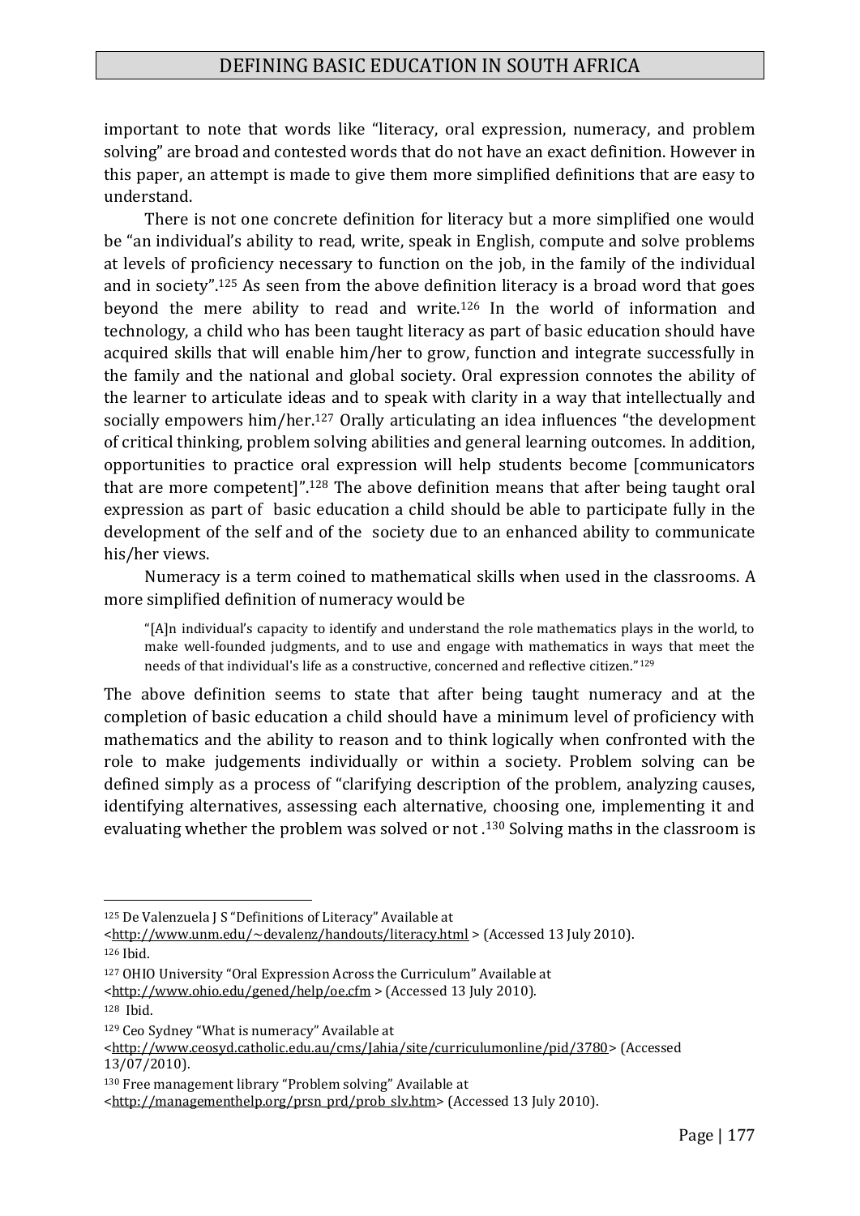important to note that words like "literacy, oral expression, numeracy, and problem solving" are broad and contested words that do not have an exact definition. However in this paper, an attempt is made to give them more simplified definitions that are easy to understand.

There is not one concrete definition for literacy but a more simplified one would be "an individual's ability to read, write, speak in English, compute and solve problems at levels of proficiency necessary to function on the job, in the family of the individual and in society".[125] As seen from the above definition literacy is a broad word that goes beyond the mere ability to read and write.[126] In the world of information and technology, a child who has been taught literacy as part of basic education should have acquired skills that will enable him/her to grow, function and integrate successfully in the family and the national and global society. Oral expression connotes the ability of the learner to articulate ideas and to speak with clarity in a way that intellectually and socially empowers him/her.[127] Orally articulating an idea influences "the development of critical thinking, problem solving abilities and general learning outcomes. In addition, opportunities to practice oral expression will help students become [communicators that are more competent]".[128] The above definition means that after being taught oral expression as part of basic education a child should be able to participate fully in the development of the self and of the society due to an enhanced ability to communicate his/her views.

Numeracy is a term coined to mathematical skills when used in the classrooms. A more simplified definition of numeracy would be

> "[A]n individual's capacity to identify and understand the role mathematics plays in the world, to make well-founded judgments, and to use and engage with mathematics in ways that meet the needs of that individual's life as a constructive, concerned and reflective citizen."[129]

The above definition seems to state that after being taught numeracy and at the completion of basic education a child should have a minimum level of proficiency with mathematics and the ability to reason and to think logically when confronted with the role to make judgements individually or within a society. Problem solving can be defined simply as a process of "clarifying description of the problem, analyzing causes, identifying alternatives, assessing each alternative, choosing one, implementing it and evaluating whether the problem was solved or not .[130] Solving maths in the classroom is

---

[125] De Valenzuela J S "Definitions of Literacy" Available at <http://www.unm.edu/~devalenz/handouts/literacy.html > (Accessed 13 July 2010).

[126] Ibid.

[127] OHIO University "Oral Expression Across the Curriculum" Available at <http://www.ohio.edu/gened/help/oe.cfm > (Accessed 13 July 2010).

[128] Ibid.

[129] Ceo Sydney "What is numeracy" Available at <http://www.ceosyd.catholic.edu.au/cms/Jahia/site/curriculumonline/pid/3780> (Accessed 13/07/2010).

[130] Free management library "Problem solving" Available at <http://managementhelp.org/prsn_prd/prob_slv.htm> (Accessed 13 July 2010).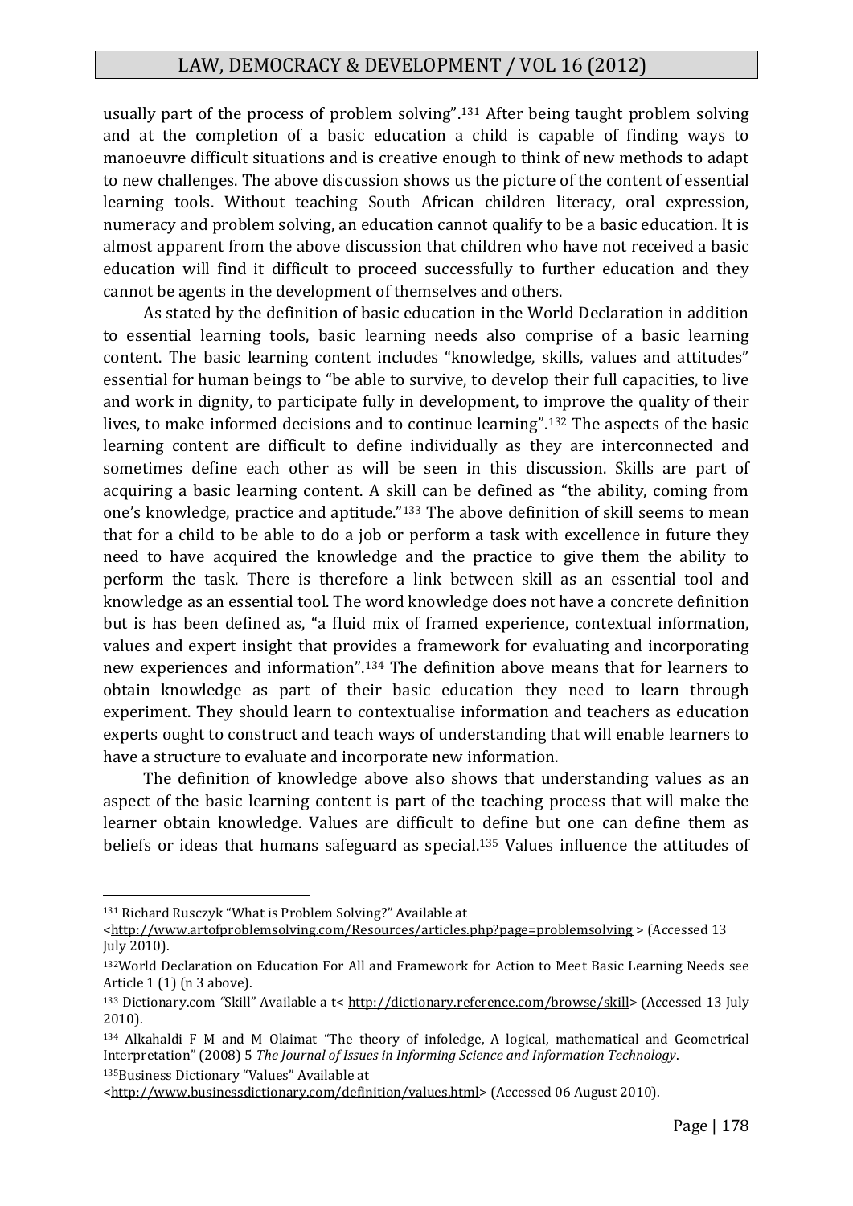usually part of the process of problem solving".[131] After being taught problem solving and at the completion of a basic education a child is capable of finding ways to manoeuvre difficult situations and is creative enough to think of new methods to adapt to new challenges. The above discussion shows us the picture of the content of essential learning tools. Without teaching South African children literacy, oral expression, numeracy and problem solving, an education cannot qualify to be a basic education. It is almost apparent from the above discussion that children who have not received a basic education will find it difficult to proceed successfully to further education and they cannot be agents in the development of themselves and others.

As stated by the definition of basic education in the World Declaration in addition to essential learning tools, basic learning needs also comprise of a basic learning content. The basic learning content includes "knowledge, skills, values and attitudes" essential for human beings to "be able to survive, to develop their full capacities, to live and work in dignity, to participate fully in development, to improve the quality of their lives, to make informed decisions and to continue learning".[132] The aspects of the basic learning content are difficult to define individually as they are interconnected and sometimes define each other as will be seen in this discussion. Skills are part of acquiring a basic learning content. A skill can be defined as "the ability, coming from one's knowledge, practice and aptitude."[133] The above definition of skill seems to mean that for a child to be able to do a job or perform a task with excellence in future they need to have acquired the knowledge and the practice to give them the ability to perform the task. There is therefore a link between skill as an essential tool and knowledge as an essential tool. The word knowledge does not have a concrete definition but is has been defined as, "a fluid mix of framed experience, contextual information, values and expert insight that provides a framework for evaluating and incorporating new experiences and information".[134] The definition above means that for learners to obtain knowledge as part of their basic education they need to learn through experiment. They should learn to contextualise information and teachers as education experts ought to construct and teach ways of understanding that will enable learners to have a structure to evaluate and incorporate new information.

The definition of knowledge above also shows that understanding values as an aspect of the basic learning content is part of the teaching process that will make the learner obtain knowledge. Values are difficult to define but one can define them as beliefs or ideas that humans safeguard as special.[135] Values influence the attitudes of

---

[131] Richard Rusczyk "What is Problem Solving?" Available at <http://www.artofproblemsolving.com/Resources/articles.php?page=problemsolving > (Accessed 13 July 2010).

[132] World Declaration on Education For All and Framework for Action to Meet Basic Learning Needs see Article 1 (1) (n 3 above).

[133] Dictionary.com "Skill" Available a t< http://dictionary.reference.com/browse/skill> (Accessed 13 July 2010).

[134] Alkahaldi F M and M Olaimat "The theory of infoledge, A logical, mathematical and Geometrical Interpretation" (2008) 5 *The Journal of Issues in Informing Science and Information Technology*.

[135] Business Dictionary "Values" Available at <http://www.businessdictionary.com/definition/values.html> (Accessed 06 August 2010).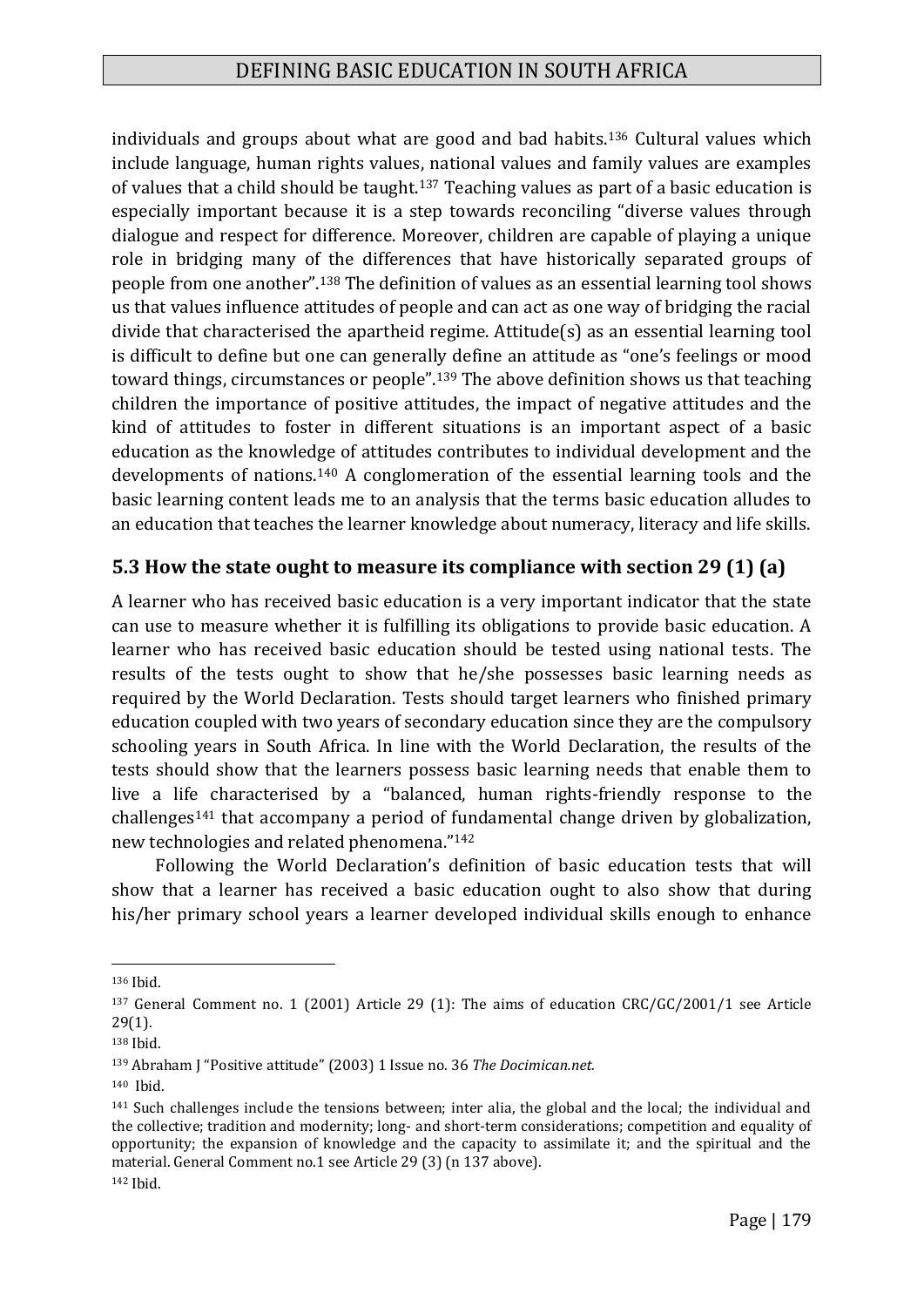individuals and groups about what are good and bad habits.[136] Cultural values which include language, human rights values, national values and family values are examples of values that a child should be taught.[137] Teaching values as part of a basic education is especially important because it is a step towards reconciling "diverse values through dialogue and respect for difference. Moreover, children are capable of playing a unique role in bridging many of the differences that have historically separated groups of people from one another".[138] The definition of values as an essential learning tool shows us that values influence attitudes of people and can act as one way of bridging the racial divide that characterised the apartheid regime. Attitude(s) as an essential learning tool is difficult to define but one can generally define an attitude as "one's feelings or mood toward things, circumstances or people".[139] The above definition shows us that teaching children the importance of positive attitudes, the impact of negative attitudes and the kind of attitudes to foster in different situations is an important aspect of a basic education as the knowledge of attitudes contributes to individual development and the developments of nations.[140] A conglomeration of the essential learning tools and the basic learning content leads me to an analysis that the terms basic education alludes to an education that teaches the learner knowledge about numeracy, literacy and life skills.

### 5.3 How the state ought to measure its compliance with section 29 (1) (a)

A learner who has received basic education is a very important indicator that the state can use to measure whether it is fulfilling its obligations to provide basic education. A learner who has received basic education should be tested using national tests. The results of the tests ought to show that he/she possesses basic learning needs as required by the World Declaration. Tests should target learners who finished primary education coupled with two years of secondary education since they are the compulsory schooling years in South Africa. In line with the World Declaration, the results of the tests should show that the learners possess basic learning needs that enable them to live a life characterised by a "balanced, human rights-friendly response to the challenges[141] that accompany a period of fundamental change driven by globalization, new technologies and related phenomena."[142]

Following the World Declaration's definition of basic education tests that will show that a learner has received a basic education ought to also show that during his/her primary school years a learner developed individual skills enough to enhance

---

[136] Ibid.

[137] General Comment no. 1 (2001) Article 29 (1): The aims of education CRC/GC/2001/1 see Article 29(1).

[138] Ibid.

[139] Abraham J "Positive attitude" (2003) 1 Issue no. 36 *The Docimican.net*.

[140] Ibid.

[141] Such challenges include the tensions between; inter alia, the global and the local; the individual and the collective; tradition and modernity; long- and short-term considerations; competition and equality of opportunity; the expansion of knowledge and the capacity to assimilate it; and the spiritual and the material. General Comment no.1 see Article 29 (3) (n 137 above).

[142] Ibid.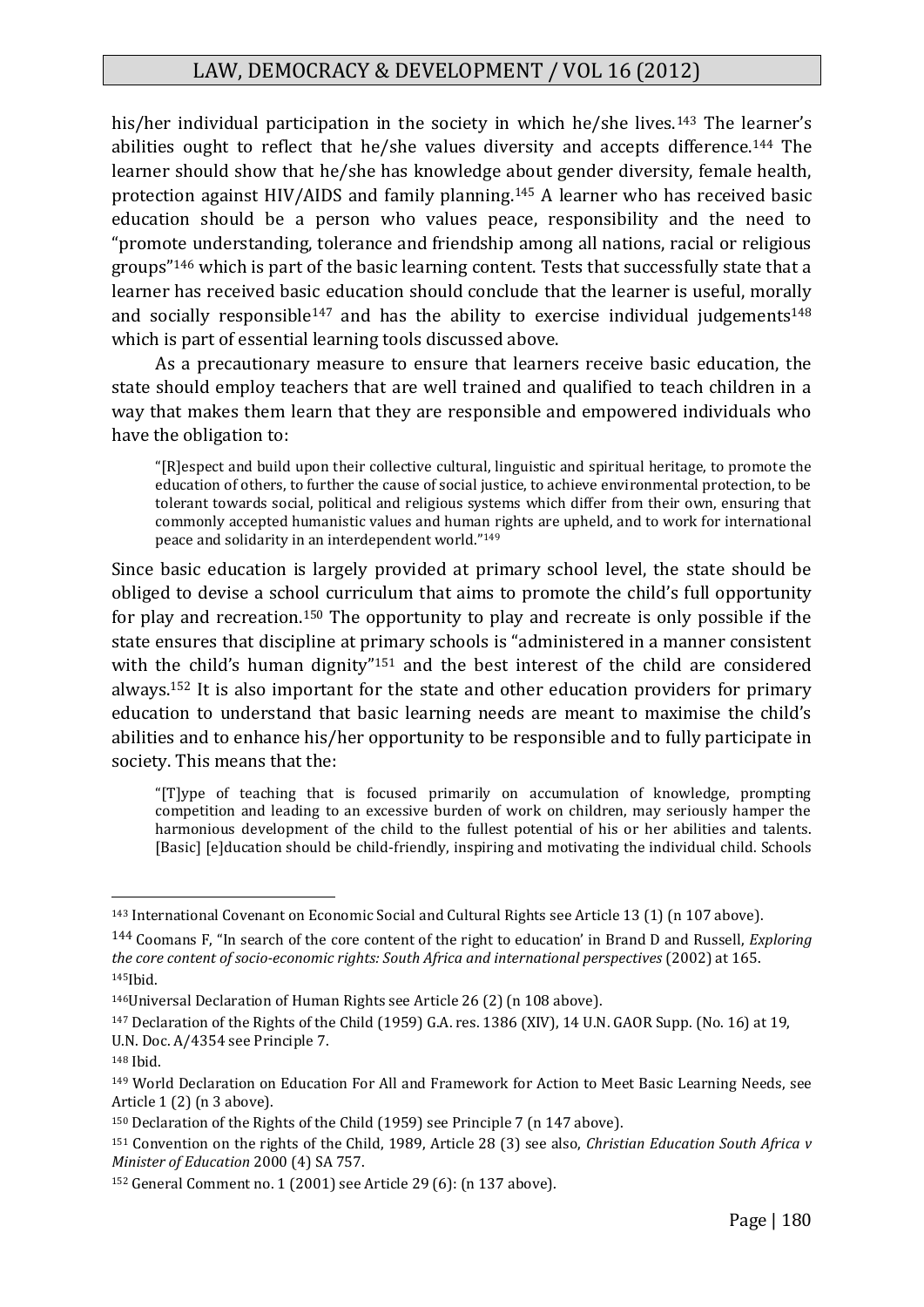his/her individual participation in the society in which he/she lives.[143] The learner's abilities ought to reflect that he/she values diversity and accepts difference.[144] The learner should show that he/she has knowledge about gender diversity, female health, protection against HIV/AIDS and family planning.[145] A learner who has received basic education should be a person who values peace, responsibility and the need to "promote understanding, tolerance and friendship among all nations, racial or religious groups"[146] which is part of the basic learning content. Tests that successfully state that a learner has received basic education should conclude that the learner is useful, morally and socially responsible[147] and has the ability to exercise individual judgements[148] which is part of essential learning tools discussed above.

As a precautionary measure to ensure that learners receive basic education, the state should employ teachers that are well trained and qualified to teach children in a way that makes them learn that they are responsible and empowered individuals who have the obligation to:

> "[R]espect and build upon their collective cultural, linguistic and spiritual heritage, to promote the education of others, to further the cause of social justice, to achieve environmental protection, to be tolerant towards social, political and religious systems which differ from their own, ensuring that commonly accepted humanistic values and human rights are upheld, and to work for international peace and solidarity in an interdependent world."[149]

Since basic education is largely provided at primary school level, the state should be obliged to devise a school curriculum that aims to promote the child's full opportunity for play and recreation.[150] The opportunity to play and recreate is only possible if the state ensures that discipline at primary schools is "administered in a manner consistent with the child's human dignity"[151] and the best interest of the child are considered always.[152] It is also important for the state and other education providers for primary education to understand that basic learning needs are meant to maximise the child's abilities and to enhance his/her opportunity to be responsible and to fully participate in society. This means that the:

> "[T]ype of teaching that is focused primarily on accumulation of knowledge, prompting competition and leading to an excessive burden of work on children, may seriously hamper the harmonious development of the child to the fullest potential of his or her abilities and talents. [Basic] [e]ducation should be child-friendly, inspiring and motivating the individual child. Schools

---

[143] International Covenant on Economic Social and Cultural Rights see Article 13 (1) (n 107 above).

[144] Coomans F, "In search of the core content of the right to education' in Brand D and Russell, *Exploring the core content of socio-economic rights: South Africa and international perspectives* (2002) at 165.

[145] Ibid.

[146] Universal Declaration of Human Rights see Article 26 (2) (n 108 above).

[147] Declaration of the Rights of the Child (1959) G.A. res. 1386 (XIV), 14 U.N. GAOR Supp. (No. 16) at 19, U.N. Doc. A/4354 see Principle 7.

[148] Ibid.

[149] World Declaration on Education For All and Framework for Action to Meet Basic Learning Needs, see Article 1 (2) (n 3 above).

[150] Declaration of the Rights of the Child (1959) see Principle 7 (n 147 above).

[151] Convention on the rights of the Child, 1989, Article 28 (3) see also, *Christian Education South Africa v Minister of Education* 2000 (4) SA 757.

[152] General Comment no. 1 (2001) see Article 29 (6): (n 137 above).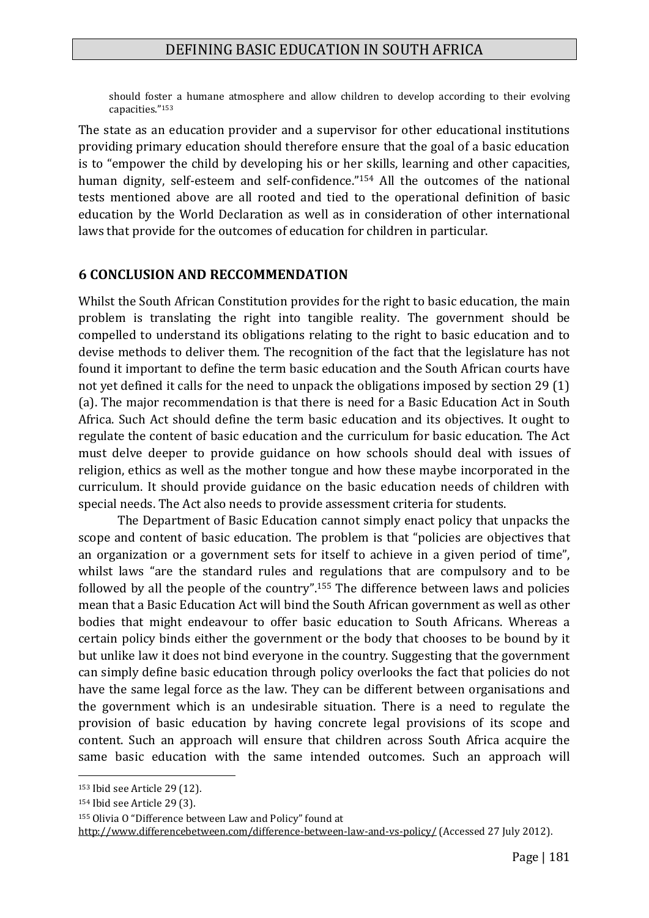> should foster a humane atmosphere and allow children to develop according to their evolving capacities."[153]

The state as an education provider and a supervisor for other educational institutions providing primary education should therefore ensure that the goal of a basic education is to "empower the child by developing his or her skills, learning and other capacities, human dignity, self-esteem and self-confidence."[154] All the outcomes of the national tests mentioned above are all rooted and tied to the operational definition of basic education by the World Declaration as well as in consideration of other international laws that provide for the outcomes of education for children in particular.

## 6 CONCLUSION AND RECCOMMENDATION

Whilst the South African Constitution provides for the right to basic education, the main problem is translating the right into tangible reality. The government should be compelled to understand its obligations relating to the right to basic education and to devise methods to deliver them. The recognition of the fact that the legislature has not found it important to define the term basic education and the South African courts have not yet defined it calls for the need to unpack the obligations imposed by section 29 (1) (a). The major recommendation is that there is need for a Basic Education Act in South Africa. Such Act should define the term basic education and its objectives. It ought to regulate the content of basic education and the curriculum for basic education. The Act must delve deeper to provide guidance on how schools should deal with issues of religion, ethics as well as the mother tongue and how these maybe incorporated in the curriculum. It should provide guidance on the basic education needs of children with special needs. The Act also needs to provide assessment criteria for students.

The Department of Basic Education cannot simply enact policy that unpacks the scope and content of basic education. The problem is that "policies are objectives that an organization or a government sets for itself to achieve in a given period of time", whilst laws "are the standard rules and regulations that are compulsory and to be followed by all the people of the country".[155] The difference between laws and policies mean that a Basic Education Act will bind the South African government as well as other bodies that might endeavour to offer basic education to South Africans. Whereas a certain policy binds either the government or the body that chooses to be bound by it but unlike law it does not bind everyone in the country. Suggesting that the government can simply define basic education through policy overlooks the fact that policies do not have the same legal force as the law. They can be different between organisations and the government which is an undesirable situation. There is a need to regulate the provision of basic education by having concrete legal provisions of its scope and content. Such an approach will ensure that children across South Africa acquire the same basic education with the same intended outcomes. Such an approach will

---

[153] Ibid see Article 29 (12).

[154] Ibid see Article 29 (3).

[155] Olivia O "Difference between Law and Policy" found at http://www.differencebetween.com/difference-between-law-and-vs-policy/ (Accessed 27 July 2012).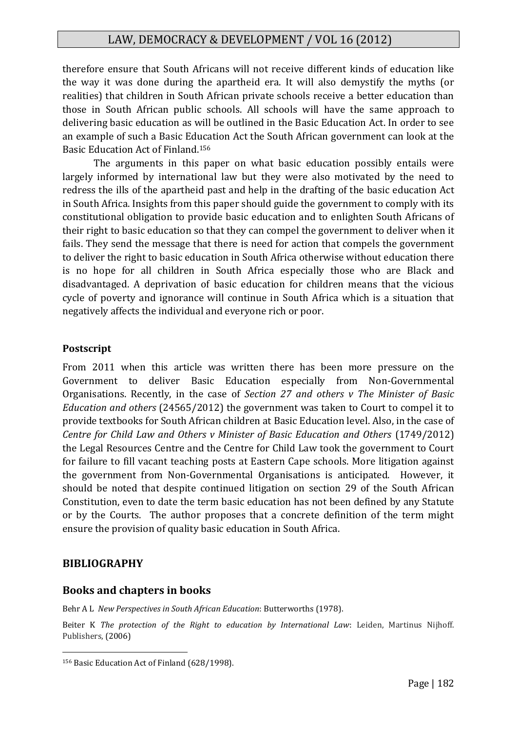therefore ensure that South Africans will not receive different kinds of education like the way it was done during the apartheid era. It will also demystify the myths (or realities) that children in South African private schools receive a better education than those in South African public schools. All schools will have the same approach to delivering basic education as will be outlined in the Basic Education Act. In order to see an example of such a Basic Education Act the South African government can look at the Basic Education Act of Finland.[156]

The arguments in this paper on what basic education possibly entails were largely informed by international law but they were also motivated by the need to redress the ills of the apartheid past and help in the drafting of the basic education Act in South Africa. Insights from this paper should guide the government to comply with its constitutional obligation to provide basic education and to enlighten South Africans of their right to basic education so that they can compel the government to deliver when it fails. They send the message that there is need for action that compels the government to deliver the right to basic education in South Africa otherwise without education there is no hope for all children in South Africa especially those who are Black and disadvantaged. A deprivation of basic education for children means that the vicious cycle of poverty and ignorance will continue in South Africa which is a situation that negatively affects the individual and everyone rich or poor.

### Postscript

From 2011 when this article was written there has been more pressure on the Government to deliver Basic Education especially from Non-Governmental Organisations. Recently, in the case of *Section 27 and others v The Minister of Basic Education and others* (24565/2012) the government was taken to Court to compel it to provide textbooks for South African children at Basic Education level. Also, in the case of *Centre for Child Law and Others v Minister of Basic Education and Others* (1749/2012) the Legal Resources Centre and the Centre for Child Law took the government to Court for failure to fill vacant teaching posts at Eastern Cape schools. More litigation against the government from Non-Governmental Organisations is anticipated. However, it should be noted that despite continued litigation on section 29 of the South African Constitution, even to date the term basic education has not been defined by any Statute or by the Courts. The author proposes that a concrete definition of the term might ensure the provision of quality basic education in South Africa.

## BIBLIOGRAPHY

### Books and chapters in books

Behr A L *New Perspectives in South African Education*: Butterworths (1978).

Beiter K *The protection of the Right to education by International Law*: Leiden, Martinus Nijhoff. Publishers, (2006)

---

[156] Basic Education Act of Finland (628/1998).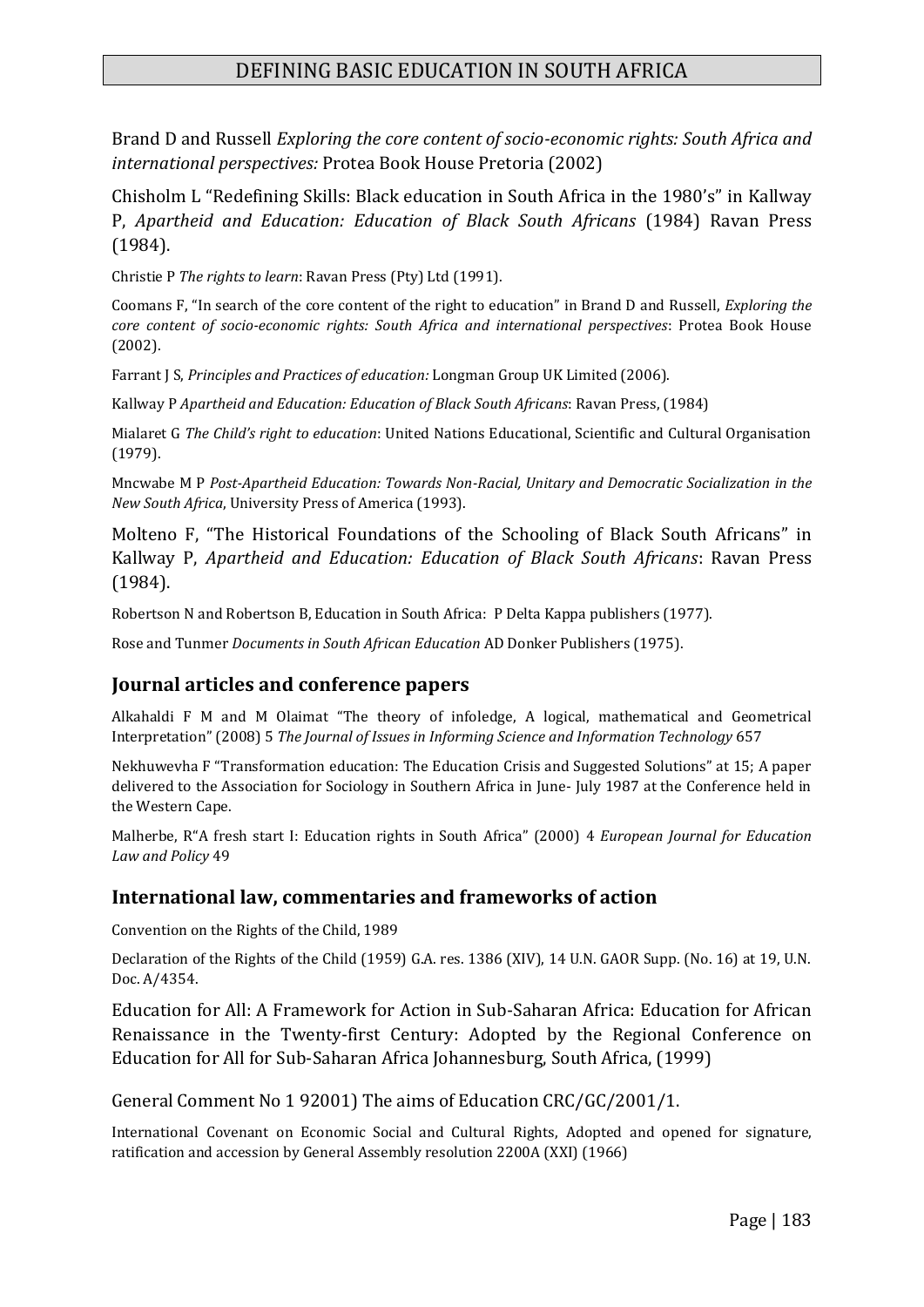Brand D and Russell *Exploring the core content of socio-economic rights: South Africa and international perspectives:* Protea Book House Pretoria (2002)

Chisholm L "Redefining Skills: Black education in South Africa in the 1980's" in Kallway P, *Apartheid and Education: Education of Black South Africans* (1984) Ravan Press (1984).

Christie P *The rights to learn*: Ravan Press (Pty) Ltd (1991).

Coomans F, "In search of the core content of the right to education" in Brand D and Russell, *Exploring the core content of socio-economic rights: South Africa and international perspectives*: Protea Book House (2002).

Farrant J S, *Principles and Practices of education:* Longman Group UK Limited (2006).

Kallway P *Apartheid and Education: Education of Black South Africans*: Ravan Press, (1984)

Mialaret G *The Child's right to education*: United Nations Educational, Scientific and Cultural Organisation (1979).

Mncwabe M P *Post-Apartheid Education: Towards Non-Racial, Unitary and Democratic Socialization in the New South Africa*, University Press of America (1993).

Molteno F, "The Historical Foundations of the Schooling of Black South Africans" in Kallway P, *Apartheid and Education: Education of Black South Africans*: Ravan Press (1984).

Robertson N and Robertson B, Education in South Africa: P Delta Kappa publishers (1977).

Rose and Tunmer *Documents in South African Education* AD Donker Publishers (1975).

## Journal articles and conference papers

Alkahaldi F M and M Olaimat "The theory of infoledge, A logical, mathematical and Geometrical Interpretation" (2008) 5 *The Journal of Issues in Informing Science and Information Technology* 657

Nekhuwevha F "Transformation education: The Education Crisis and Suggested Solutions" at 15; A paper delivered to the Association for Sociology in Southern Africa in June- July 1987 at the Conference held in the Western Cape.

Malherbe, R"A fresh start I: Education rights in South Africa" (2000) 4 *European Journal for Education Law and Policy* 49

## International law, commentaries and frameworks of action

Convention on the Rights of the Child, 1989

Declaration of the Rights of the Child (1959) G.A. res. 1386 (XIV), 14 U.N. GAOR Supp. (No. 16) at 19, U.N. Doc. A/4354.

Education for All: A Framework for Action in Sub-Saharan Africa: Education for African Renaissance in the Twenty-first Century: Adopted by the Regional Conference on Education for All for Sub-Saharan Africa Johannesburg, South Africa, (1999)

General Comment No 1 92001) The aims of Education CRC/GC/2001/1.

International Covenant on Economic Social and Cultural Rights, Adopted and opened for signature, ratification and accession by General Assembly resolution 2200A (XXI) (1966)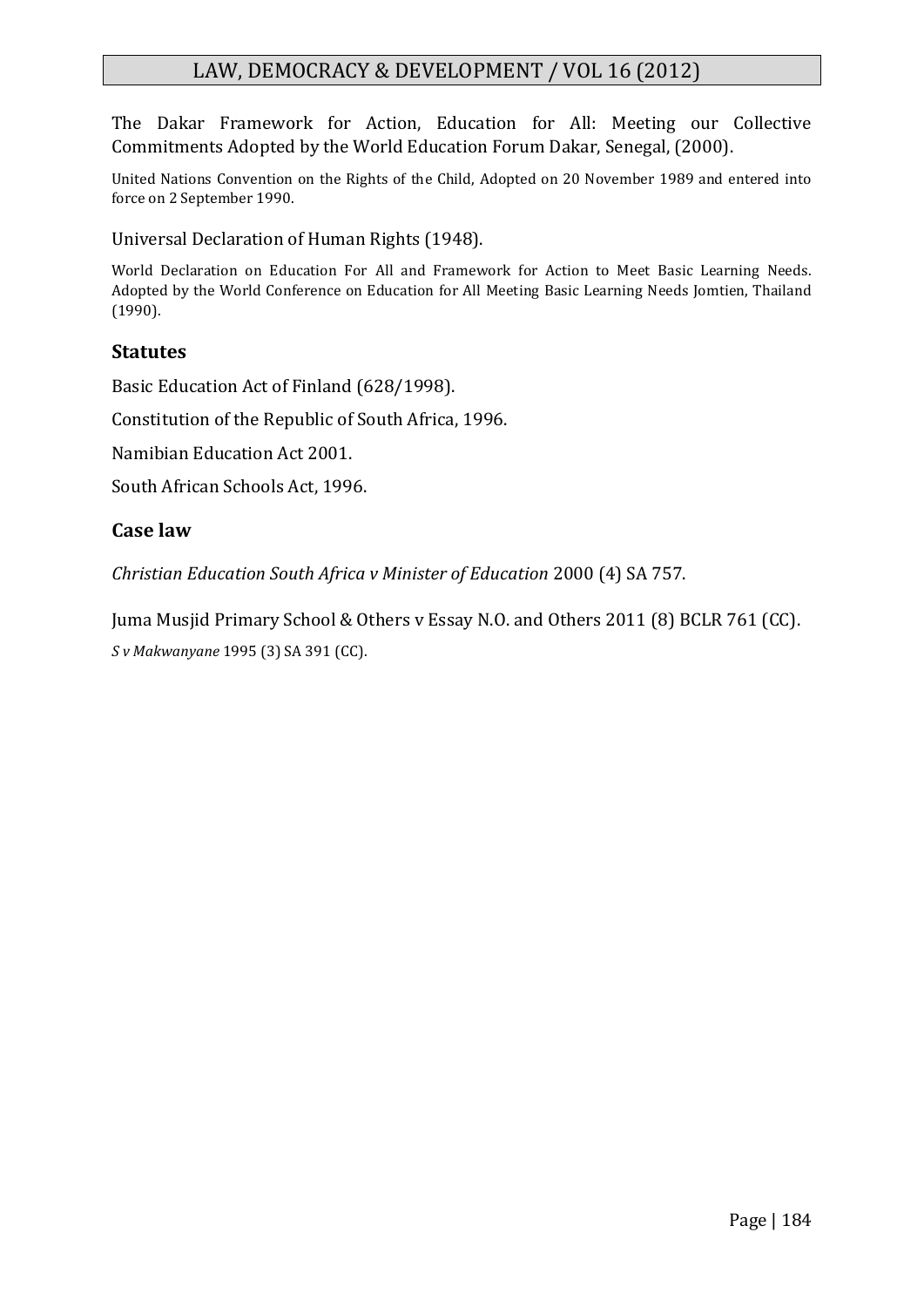The Dakar Framework for Action, Education for All: Meeting our Collective Commitments Adopted by the World Education Forum Dakar, Senegal, (2000).

United Nations Convention on the Rights of the Child, Adopted on 20 November 1989 and entered into force on 2 September 1990.

Universal Declaration of Human Rights (1948).

World Declaration on Education For All and Framework for Action to Meet Basic Learning Needs. Adopted by the World Conference on Education for All Meeting Basic Learning Needs Jomtien, Thailand (1990).

## Statutes

Basic Education Act of Finland (628/1998).

Constitution of the Republic of South Africa, 1996.

Namibian Education Act 2001.

South African Schools Act, 1996.

## Case law

*Christian Education South Africa v Minister of Education* 2000 (4) SA 757.

Juma Musjid Primary School & Others v Essay N.O. and Others 2011 (8) BCLR 761 (CC).

*S v Makwanyane* 1995 (3) SA 391 (CC).